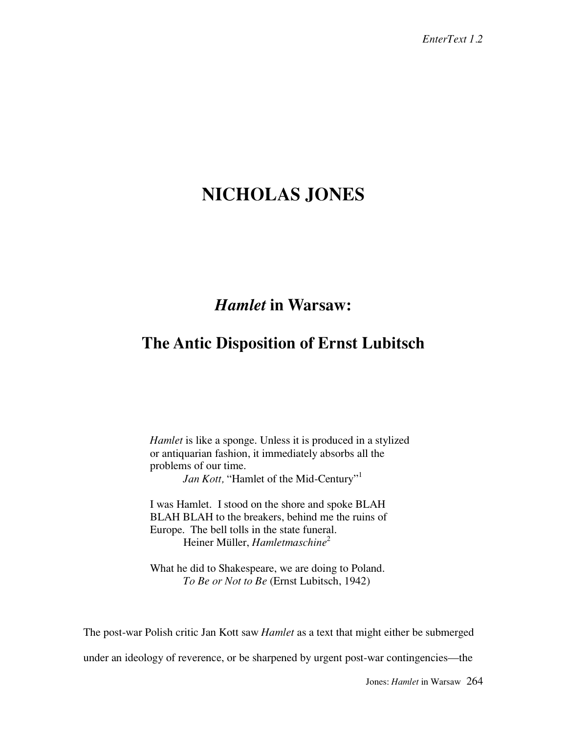# NICHOLAS JONES

## *Hamlet* in Warsaw: The Antic Disposition of Ernst Lubitsch

> *Hamlet* is like a sponge. Unless it is produced in a stylized or antiquarian fashion, it immediately absorbs all the problems of our time.
>
> *Jan Kott,* "Hamlet of the Mid-Century"[1]

> I was Hamlet. I stood on the shore and spoke BLAH BLAH BLAH to the breakers, behind me the ruins of Europe. The bell tolls in the state funeral.
>
> Heiner Müller, *Hamletmaschine*[2]

> What he did to Shakespeare, we are doing to Poland.
>
> *To Be or Not to Be* (Ernst Lubitsch, 1942)

The post-war Polish critic Jan Kott saw *Hamlet* as a text that might either be submerged under an ideology of reverence, or be sharpened by urgent post-war contingencies—the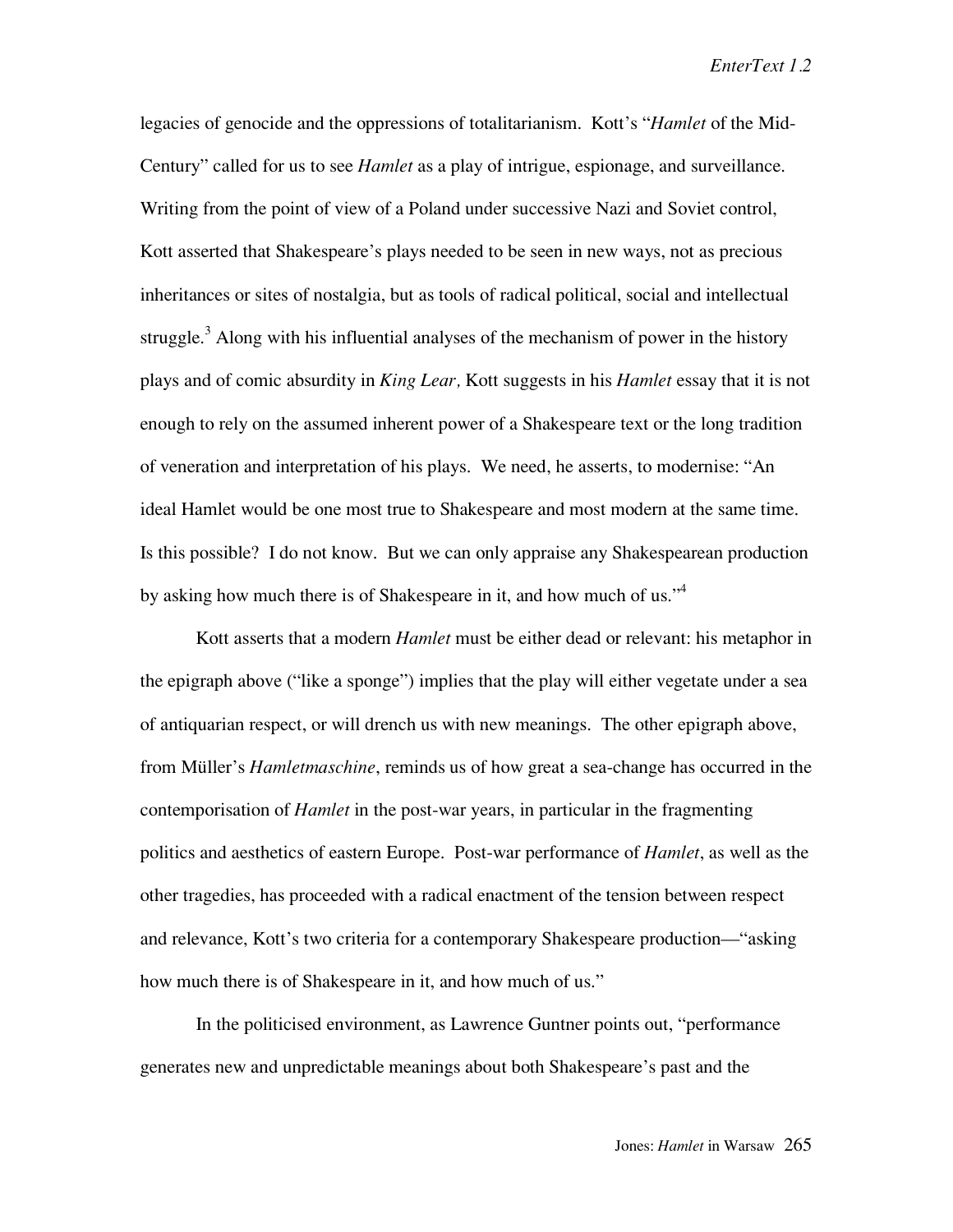legacies of genocide and the oppressions of totalitarianism. Kott's "*Hamlet* of the Mid-Century" called for us to see *Hamlet* as a play of intrigue, espionage, and surveillance. Writing from the point of view of a Poland under successive Nazi and Soviet control, Kott asserted that Shakespeare's plays needed to be seen in new ways, not as precious inheritances or sites of nostalgia, but as tools of radical political, social and intellectual struggle.[3] Along with his influential analyses of the mechanism of power in the history plays and of comic absurdity in *King Lear,* Kott suggests in his *Hamlet* essay that it is not enough to rely on the assumed inherent power of a Shakespeare text or the long tradition of veneration and interpretation of his plays. We need, he asserts, to modernise: "An ideal Hamlet would be one most true to Shakespeare and most modern at the same time. Is this possible? I do not know. But we can only appraise any Shakespearean production by asking how much there is of Shakespeare in it, and how much of us."[4]

Kott asserts that a modern *Hamlet* must be either dead or relevant: his metaphor in the epigraph above ("like a sponge") implies that the play will either vegetate under a sea of antiquarian respect, or will drench us with new meanings. The other epigraph above, from Müller's *Hamletmaschine*, reminds us of how great a sea-change has occurred in the contemporisation of *Hamlet* in the post-war years, in particular in the fragmenting politics and aesthetics of eastern Europe. Post-war performance of *Hamlet*, as well as the other tragedies, has proceeded with a radical enactment of the tension between respect and relevance, Kott's two criteria for a contemporary Shakespeare production—"asking how much there is of Shakespeare in it, and how much of us."

In the politicised environment, as Lawrence Guntner points out, "performance generates new and unpredictable meanings about both Shakespeare's past and the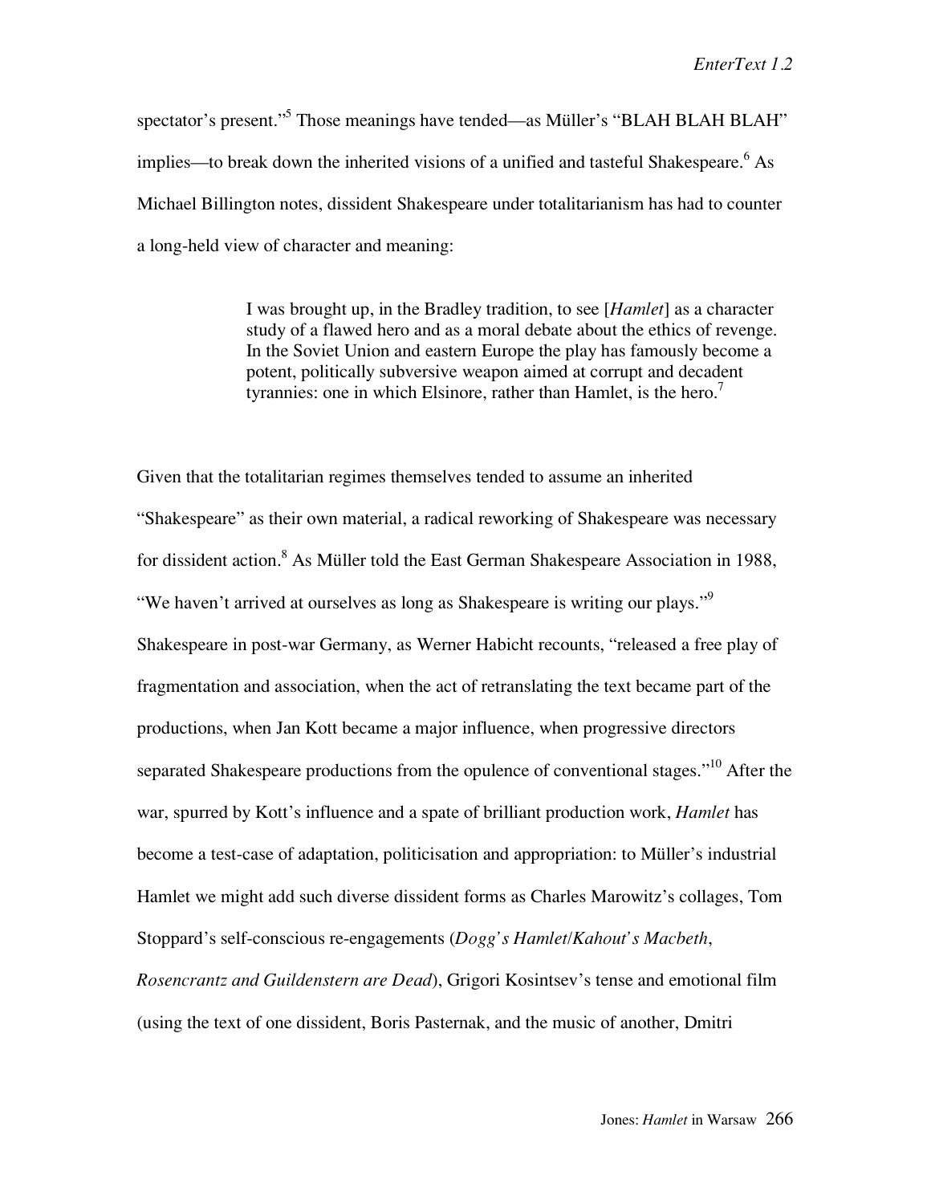spectator's present."[5] Those meanings have tended—as Müller's "BLAH BLAH BLAH" implies—to break down the inherited visions of a unified and tasteful Shakespeare.[6] As Michael Billington notes, dissident Shakespeare under totalitarianism has had to counter a long-held view of character and meaning:

> I was brought up, in the Bradley tradition, to see [*Hamlet*] as a character study of a flawed hero and as a moral debate about the ethics of revenge. In the Soviet Union and eastern Europe the play has famously become a potent, politically subversive weapon aimed at corrupt and decadent tyrannies: one in which Elsinore, rather than Hamlet, is the hero.[7]

Given that the totalitarian regimes themselves tended to assume an inherited "Shakespeare" as their own material, a radical reworking of Shakespeare was necessary for dissident action.[8] As Müller told the East German Shakespeare Association in 1988, "We haven't arrived at ourselves as long as Shakespeare is writing our plays."[9] Shakespeare in post-war Germany, as Werner Habicht recounts, "released a free play of fragmentation and association, when the act of retranslating the text became part of the productions, when Jan Kott became a major influence, when progressive directors separated Shakespeare productions from the opulence of conventional stages."[10] After the war, spurred by Kott's influence and a spate of brilliant production work, *Hamlet* has become a test-case of adaptation, politicisation and appropriation: to Müller's industrial Hamlet we might add such diverse dissident forms as Charles Marowitz's collages, Tom Stoppard's self-conscious re-engagements (*Dogg's Hamlet*/*Kahout's Macbeth*, *Rosencrantz and Guildenstern are Dead*), Grigori Kosintsev's tense and emotional film (using the text of one dissident, Boris Pasternak, and the music of another, Dmitri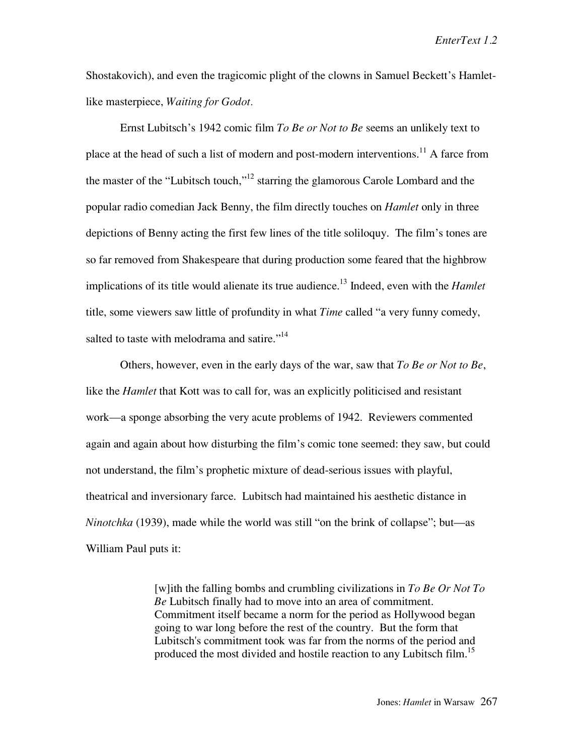Shostakovich), and even the tragicomic plight of the clowns in Samuel Beckett's Hamlet-like masterpiece, *Waiting for Godot*.

Ernst Lubitsch's 1942 comic film *To Be or Not to Be* seems an unlikely text to place at the head of such a list of modern and post-modern interventions.[11] A farce from the master of the "Lubitsch touch,"[12] starring the glamorous Carole Lombard and the popular radio comedian Jack Benny, the film directly touches on *Hamlet* only in three depictions of Benny acting the first few lines of the title soliloquy. The film's tones are so far removed from Shakespeare that during production some feared that the highbrow implications of its title would alienate its true audience.[13] Indeed, even with the *Hamlet* title, some viewers saw little of profundity in what *Time* called "a very funny comedy, salted to taste with melodrama and satire."[14]

Others, however, even in the early days of the war, saw that *To Be or Not to Be*, like the *Hamlet* that Kott was to call for, was an explicitly politicised and resistant work—a sponge absorbing the very acute problems of 1942. Reviewers commented again and again about how disturbing the film's comic tone seemed: they saw, but could not understand, the film's prophetic mixture of dead-serious issues with playful, theatrical and inversionary farce. Lubitsch had maintained his aesthetic distance in *Ninotchka* (1939), made while the world was still "on the brink of collapse"; but—as William Paul puts it:

> [w]ith the falling bombs and crumbling civilizations in *To Be Or Not To Be* Lubitsch finally had to move into an area of commitment. Commitment itself became a norm for the period as Hollywood began going to war long before the rest of the country. But the form that Lubitsch's commitment took was far from the norms of the period and produced the most divided and hostile reaction to any Lubitsch film.[15]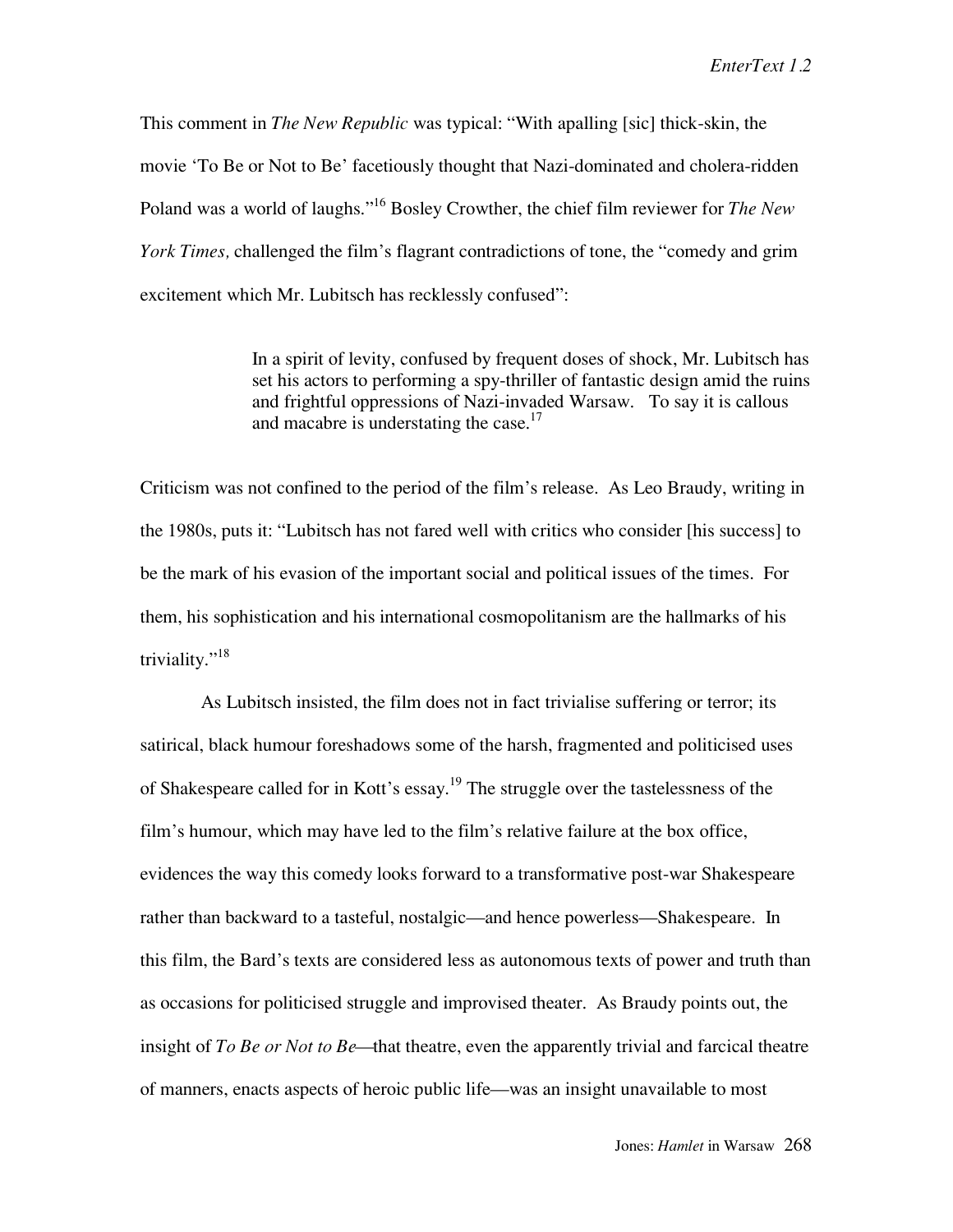This comment in *The New Republic* was typical: “With apalling [sic] thick-skin, the movie ‘To Be or Not to Be’ facetiously thought that Nazi-dominated and cholera-ridden Poland was a world of laughs.”[16] Bosley Crowther, the chief film reviewer for *The New York Times,* challenged the film’s flagrant contradictions of tone, the “comedy and grim excitement which Mr. Lubitsch has recklessly confused”:

> In a spirit of levity, confused by frequent doses of shock, Mr. Lubitsch has set his actors to performing a spy-thriller of fantastic design amid the ruins and frightful oppressions of Nazi-invaded Warsaw. To say it is callous and macabre is understating the case.[17]

Criticism was not confined to the period of the film’s release. As Leo Braudy, writing in the 1980s, puts it: “Lubitsch has not fared well with critics who consider [his success] to be the mark of his evasion of the important social and political issues of the times. For them, his sophistication and his international cosmopolitanism are the hallmarks of his triviality.”[18]

As Lubitsch insisted, the film does not in fact trivialise suffering or terror; its satirical, black humour foreshadows some of the harsh, fragmented and politicised uses of Shakespeare called for in Kott’s essay.[19] The struggle over the tastelessness of the film’s humour, which may have led to the film’s relative failure at the box office, evidences the way this comedy looks forward to a transformative post-war Shakespeare rather than backward to a tasteful, nostalgic—and hence powerless—Shakespeare. In this film, the Bard’s texts are considered less as autonomous texts of power and truth than as occasions for politicised struggle and improvised theater. As Braudy points out, the insight of *To Be or Not to Be*—that theatre, even the apparently trivial and farcical theatre of manners, enacts aspects of heroic public life—was an insight unavailable to most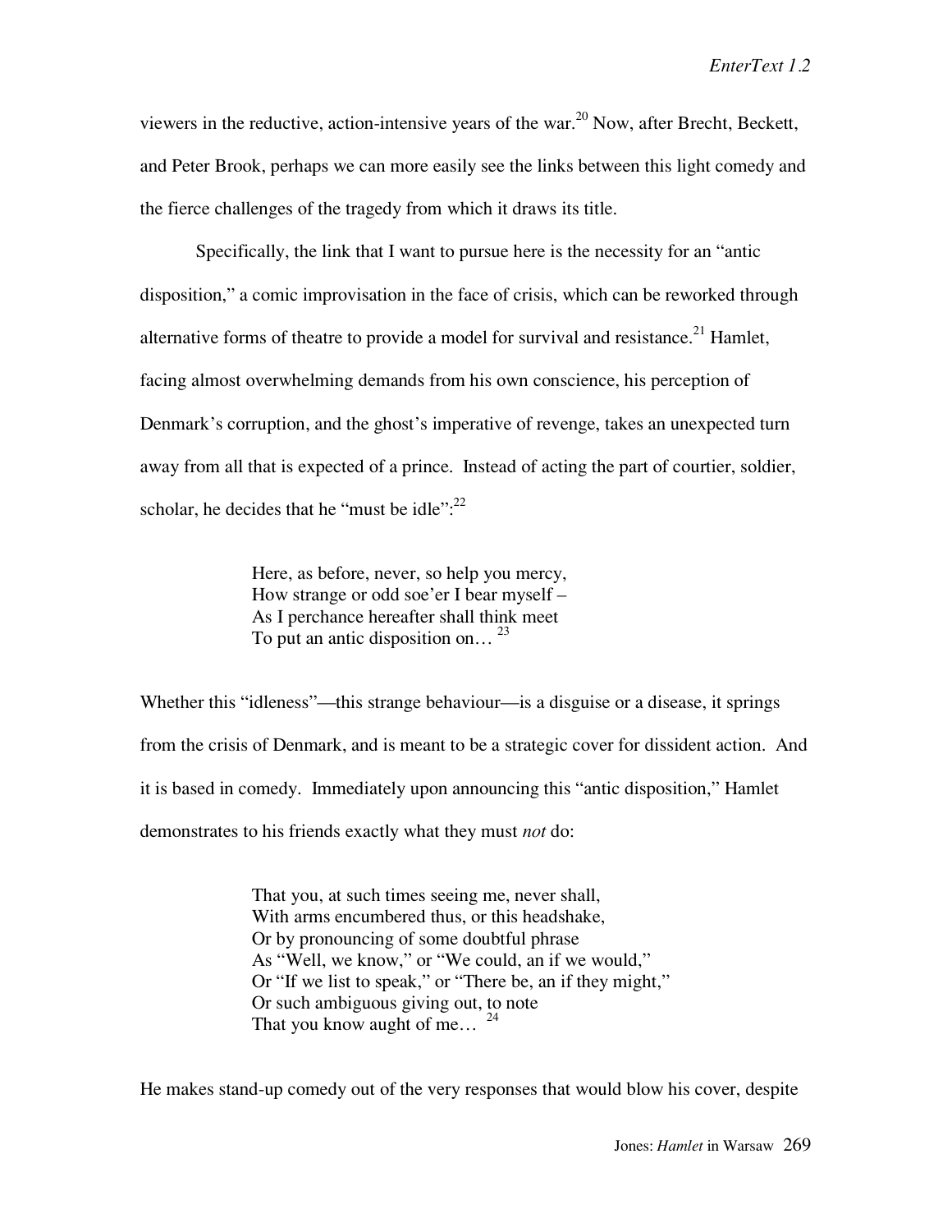viewers in the reductive, action-intensive years of the war.[20] Now, after Brecht, Beckett, and Peter Brook, perhaps we can more easily see the links between this light comedy and the fierce challenges of the tragedy from which it draws its title.

Specifically, the link that I want to pursue here is the necessity for an "antic disposition," a comic improvisation in the face of crisis, which can be reworked through alternative forms of theatre to provide a model for survival and resistance.[21] Hamlet, facing almost overwhelming demands from his own conscience, his perception of Denmark's corruption, and the ghost's imperative of revenge, takes an unexpected turn away from all that is expected of a prince. Instead of acting the part of courtier, soldier, scholar, he decides that he "must be idle":[22]

> Here, as before, never, so help you mercy,
> How strange or odd soe'er I bear myself –
> As I perchance hereafter shall think meet
> To put an antic disposition on… [23]

Whether this "idleness"—this strange behaviour—is a disguise or a disease, it springs from the crisis of Denmark, and is meant to be a strategic cover for dissident action. And it is based in comedy. Immediately upon announcing this "antic disposition," Hamlet demonstrates to his friends exactly what they must *not* do:

> That you, at such times seeing me, never shall,
> With arms encumbered thus, or this headshake,
> Or by pronouncing of some doubtful phrase
> As "Well, we know," or "We could, an if we would,"
> Or "If we list to speak," or "There be, an if they might,"
> Or such ambiguous giving out, to note
> That you know aught of me… [24]

He makes stand-up comedy out of the very responses that would blow his cover, despite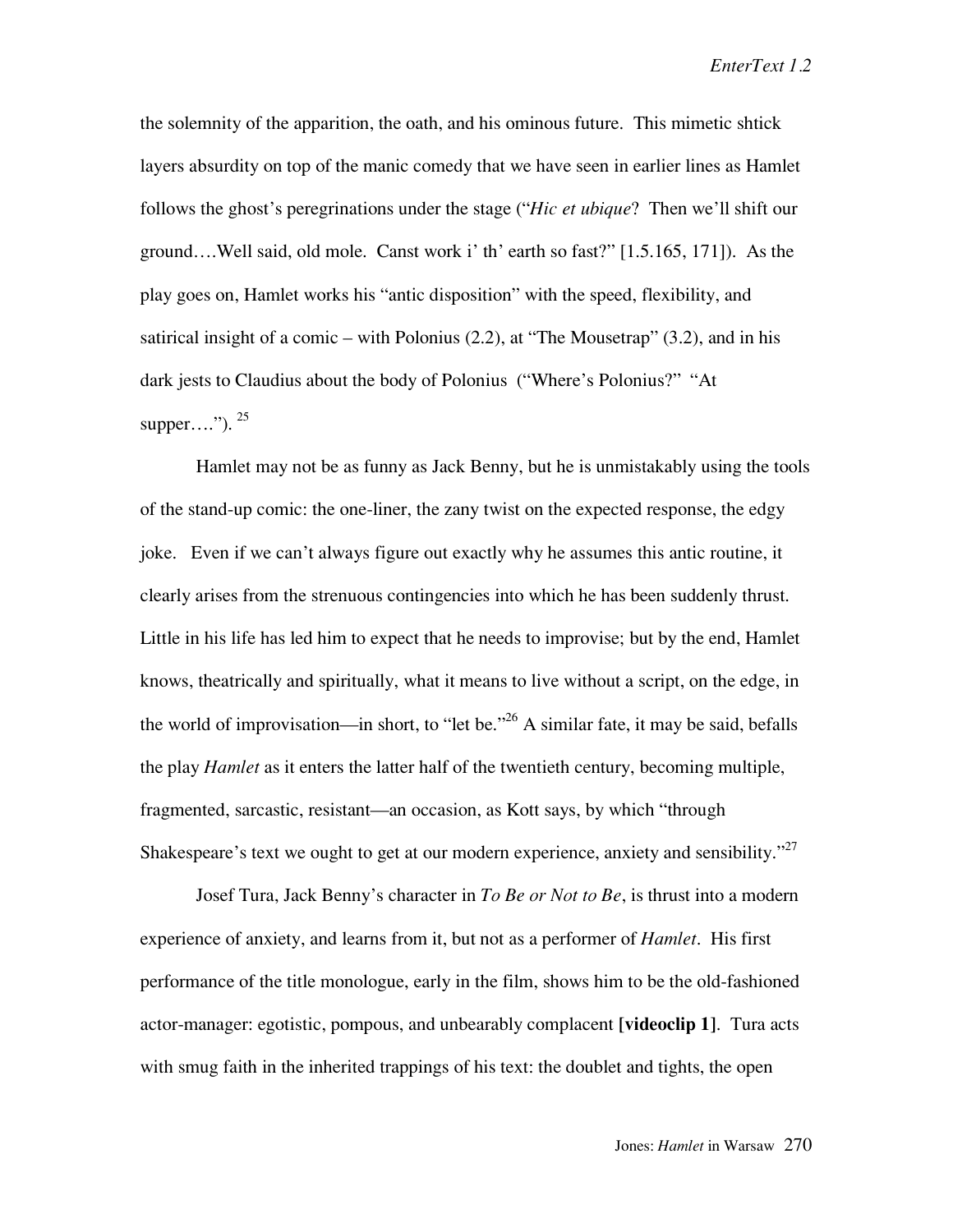the solemnity of the apparition, the oath, and his ominous future. This mimetic shtick layers absurdity on top of the manic comedy that we have seen in earlier lines as Hamlet follows the ghost's peregrinations under the stage ("*Hic et ubique*? Then we'll shift our ground….Well said, old mole. Canst work i' th' earth so fast?" [1.5.165, 171]). As the play goes on, Hamlet works his "antic disposition" with the speed, flexibility, and satirical insight of a comic – with Polonius (2.2), at "The Mousetrap" (3.2), and in his dark jests to Claudius about the body of Polonius ("Where's Polonius?" "At supper…."). [25]

Hamlet may not be as funny as Jack Benny, but he is unmistakably using the tools of the stand-up comic: the one-liner, the zany twist on the expected response, the edgy joke. Even if we can't always figure out exactly why he assumes this antic routine, it clearly arises from the strenuous contingencies into which he has been suddenly thrust. Little in his life has led him to expect that he needs to improvise; but by the end, Hamlet knows, theatrically and spiritually, what it means to live without a script, on the edge, in the world of improvisation—in short, to "let be."[26] A similar fate, it may be said, befalls the play *Hamlet* as it enters the latter half of the twentieth century, becoming multiple, fragmented, sarcastic, resistant—an occasion, as Kott says, by which "through Shakespeare's text we ought to get at our modern experience, anxiety and sensibility."[27]

Josef Tura, Jack Benny's character in *To Be or Not to Be*, is thrust into a modern experience of anxiety, and learns from it, but not as a performer of *Hamlet*. His first performance of the title monologue, early in the film, shows him to be the old-fashioned actor-manager: egotistic, pompous, and unbearably complacent **[videoclip 1]**. Tura acts with smug faith in the inherited trappings of his text: the doublet and tights, the open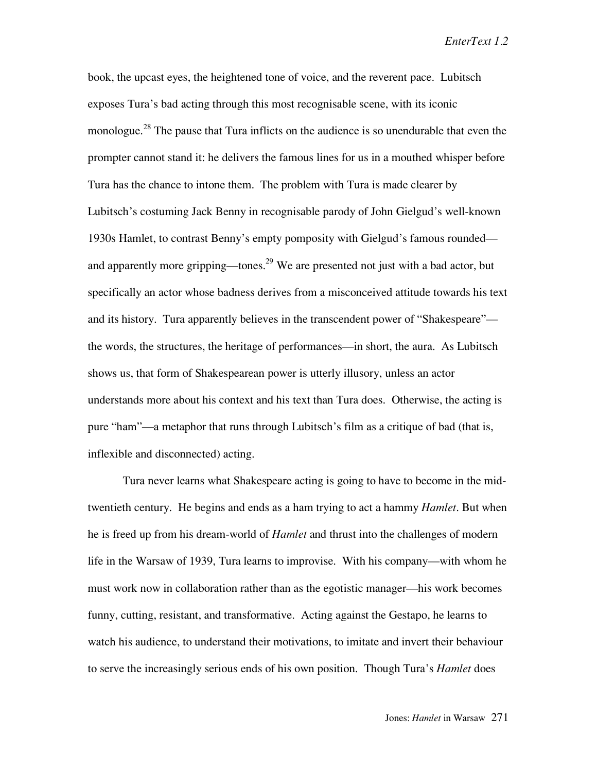book, the upcast eyes, the heightened tone of voice, and the reverent pace. Lubitsch exposes Tura's bad acting through this most recognisable scene, with its iconic monologue.[28] The pause that Tura inflicts on the audience is so unendurable that even the prompter cannot stand it: he delivers the famous lines for us in a mouthed whisper before Tura has the chance to intone them. The problem with Tura is made clearer by Lubitsch's costuming Jack Benny in recognisable parody of John Gielgud's well-known 1930s Hamlet, to contrast Benny's empty pomposity with Gielgud's famous rounded—and apparently more gripping—tones.[29] We are presented not just with a bad actor, but specifically an actor whose badness derives from a misconceived attitude towards his text and its history. Tura apparently believes in the transcendent power of "Shakespeare"—the words, the structures, the heritage of performances—in short, the aura. As Lubitsch shows us, that form of Shakespearean power is utterly illusory, unless an actor understands more about his context and his text than Tura does. Otherwise, the acting is pure "ham"—a metaphor that runs through Lubitsch's film as a critique of bad (that is, inflexible and disconnected) acting.

Tura never learns what Shakespeare acting is going to have to become in the mid-twentieth century. He begins and ends as a ham trying to act a hammy *Hamlet*. But when he is freed up from his dream-world of *Hamlet* and thrust into the challenges of modern life in the Warsaw of 1939, Tura learns to improvise. With his company—with whom he must work now in collaboration rather than as the egotistic manager—his work becomes funny, cutting, resistant, and transformative. Acting against the Gestapo, he learns to watch his audience, to understand their motivations, to imitate and invert their behaviour to serve the increasingly serious ends of his own position. Though Tura's *Hamlet* does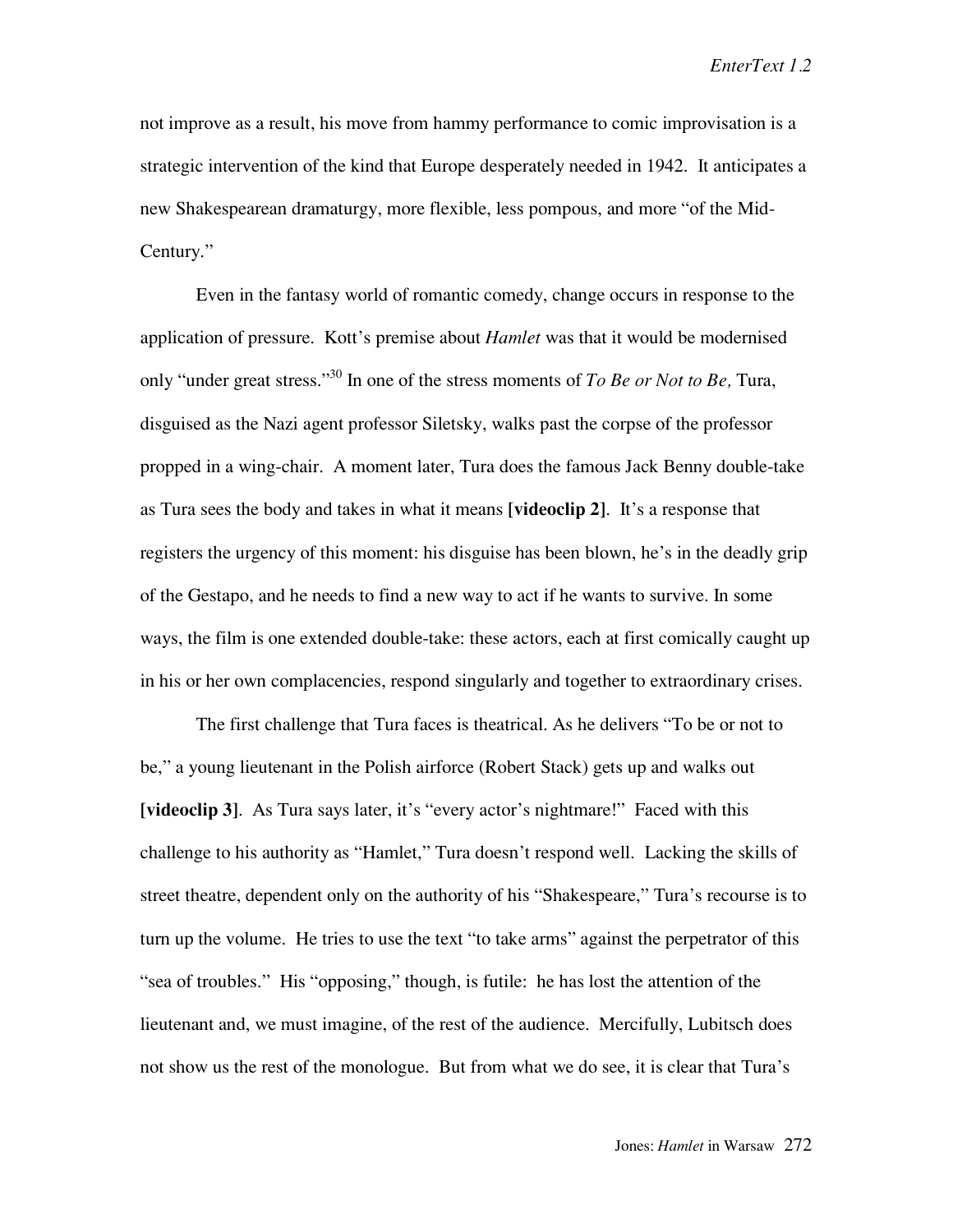not improve as a result, his move from hammy performance to comic improvisation is a strategic intervention of the kind that Europe desperately needed in 1942. It anticipates a new Shakespearean dramaturgy, more flexible, less pompous, and more "of the Mid-Century."

Even in the fantasy world of romantic comedy, change occurs in response to the application of pressure. Kott's premise about *Hamlet* was that it would be modernised only "under great stress."[30] In one of the stress moments of *To Be or Not to Be,* Tura, disguised as the Nazi agent professor Siletsky, walks past the corpse of the professor propped in a wing-chair. A moment later, Tura does the famous Jack Benny double-take as Tura sees the body and takes in what it means **[videoclip 2]**. It's a response that registers the urgency of this moment: his disguise has been blown, he's in the deadly grip of the Gestapo, and he needs to find a new way to act if he wants to survive. In some ways, the film is one extended double-take: these actors, each at first comically caught up in his or her own complacencies, respond singularly and together to extraordinary crises.

The first challenge that Tura faces is theatrical. As he delivers "To be or not to be," a young lieutenant in the Polish airforce (Robert Stack) gets up and walks out **[videoclip 3]**. As Tura says later, it's "every actor's nightmare!" Faced with this challenge to his authority as "Hamlet," Tura doesn't respond well. Lacking the skills of street theatre, dependent only on the authority of his "Shakespeare," Tura's recourse is to turn up the volume. He tries to use the text "to take arms" against the perpetrator of this "sea of troubles." His "opposing," though, is futile: he has lost the attention of the lieutenant and, we must imagine, of the rest of the audience. Mercifully, Lubitsch does not show us the rest of the monologue. But from what we do see, it is clear that Tura's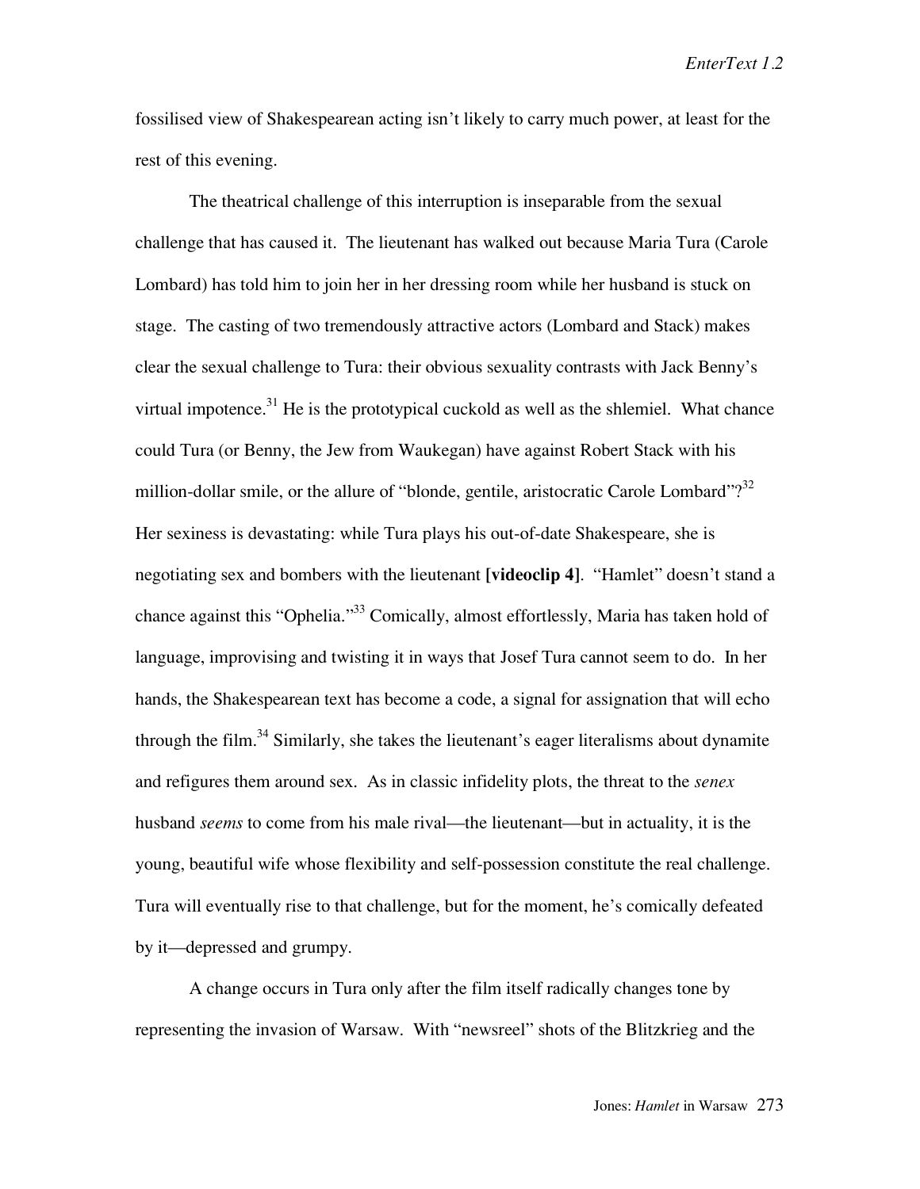fossilised view of Shakespearean acting isn't likely to carry much power, at least for the rest of this evening.

The theatrical challenge of this interruption is inseparable from the sexual challenge that has caused it. The lieutenant has walked out because Maria Tura (Carole Lombard) has told him to join her in her dressing room while her husband is stuck on stage. The casting of two tremendously attractive actors (Lombard and Stack) makes clear the sexual challenge to Tura: their obvious sexuality contrasts with Jack Benny's virtual impotence.[31] He is the prototypical cuckold as well as the shlemiel. What chance could Tura (or Benny, the Jew from Waukegan) have against Robert Stack with his million-dollar smile, or the allure of "blonde, gentile, aristocratic Carole Lombard"?[32] Her sexiness is devastating: while Tura plays his out-of-date Shakespeare, she is negotiating sex and bombers with the lieutenant **[videoclip 4]**. "Hamlet" doesn't stand a chance against this "Ophelia."[33] Comically, almost effortlessly, Maria has taken hold of language, improvising and twisting it in ways that Josef Tura cannot seem to do. In her hands, the Shakespearean text has become a code, a signal for assignation that will echo through the film.[34] Similarly, she takes the lieutenant's eager literalisms about dynamite and refigures them around sex. As in classic infidelity plots, the threat to the *senex* husband *seems* to come from his male rival—the lieutenant—but in actuality, it is the young, beautiful wife whose flexibility and self-possession constitute the real challenge. Tura will eventually rise to that challenge, but for the moment, he's comically defeated by it—depressed and grumpy.

A change occurs in Tura only after the film itself radically changes tone by representing the invasion of Warsaw. With "newsreel" shots of the Blitzkrieg and the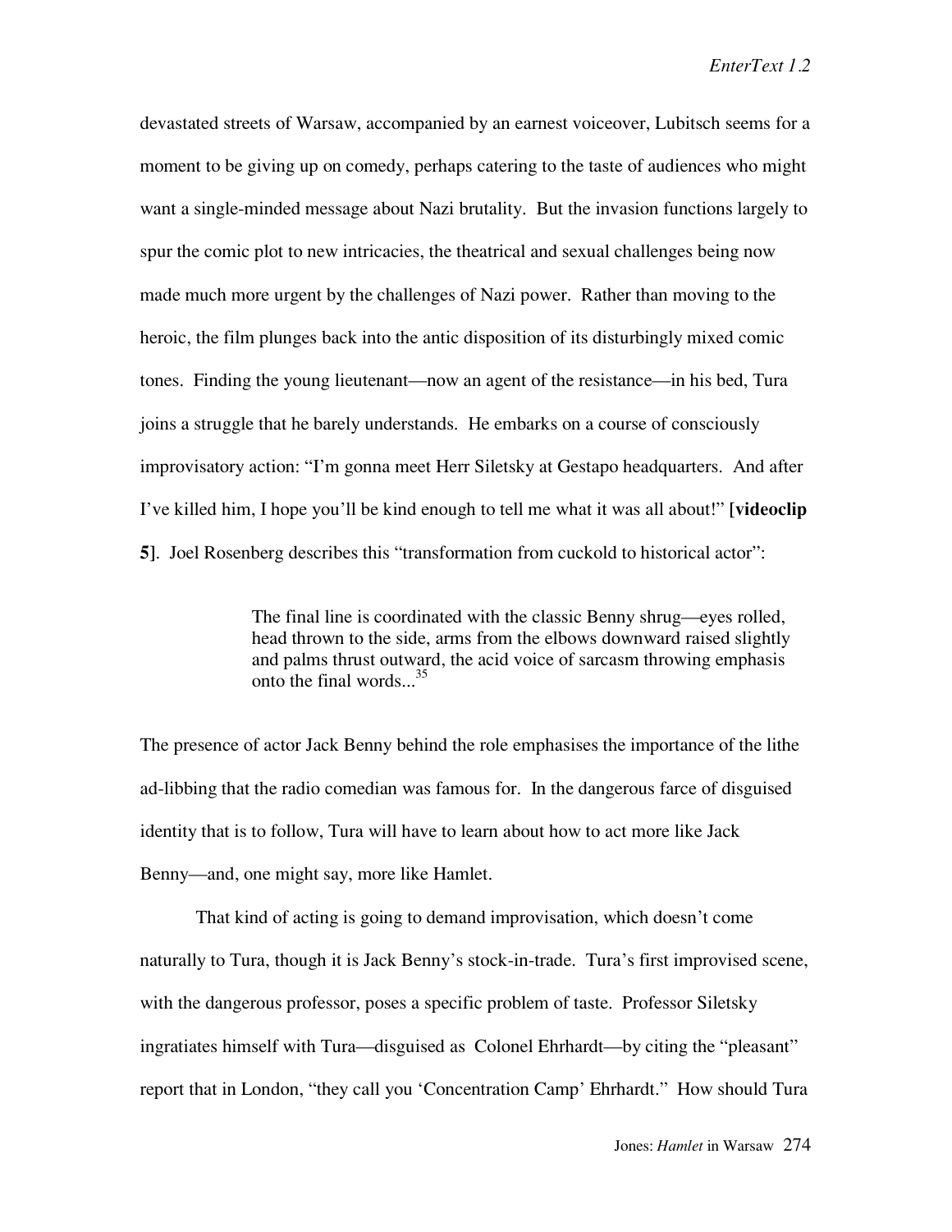devastated streets of Warsaw, accompanied by an earnest voiceover, Lubitsch seems for a moment to be giving up on comedy, perhaps catering to the taste of audiences who might want a single-minded message about Nazi brutality. But the invasion functions largely to spur the comic plot to new intricacies, the theatrical and sexual challenges being now made much more urgent by the challenges of Nazi power. Rather than moving to the heroic, the film plunges back into the antic disposition of its disturbingly mixed comic tones. Finding the young lieutenant—now an agent of the resistance—in his bed, Tura joins a struggle that he barely understands. He embarks on a course of consciously improvisatory action: "I'm gonna meet Herr Siletsky at Gestapo headquarters. And after I've killed him, I hope you'll be kind enough to tell me what it was all about!" **[videoclip 5]**. Joel Rosenberg describes this "transformation from cuckold to historical actor":

> The final line is coordinated with the classic Benny shrug—eyes rolled, head thrown to the side, arms from the elbows downward raised slightly and palms thrust outward, the acid voice of sarcasm throwing emphasis onto the final words...[35]

The presence of actor Jack Benny behind the role emphasises the importance of the lithe ad-libbing that the radio comedian was famous for. In the dangerous farce of disguised identity that is to follow, Tura will have to learn about how to act more like Jack Benny—and, one might say, more like Hamlet.

That kind of acting is going to demand improvisation, which doesn't come naturally to Tura, though it is Jack Benny's stock-in-trade. Tura's first improvised scene, with the dangerous professor, poses a specific problem of taste. Professor Siletsky ingratiates himself with Tura—disguised as Colonel Ehrhardt—by citing the "pleasant" report that in London, "they call you 'Concentration Camp' Ehrhardt." How should Tura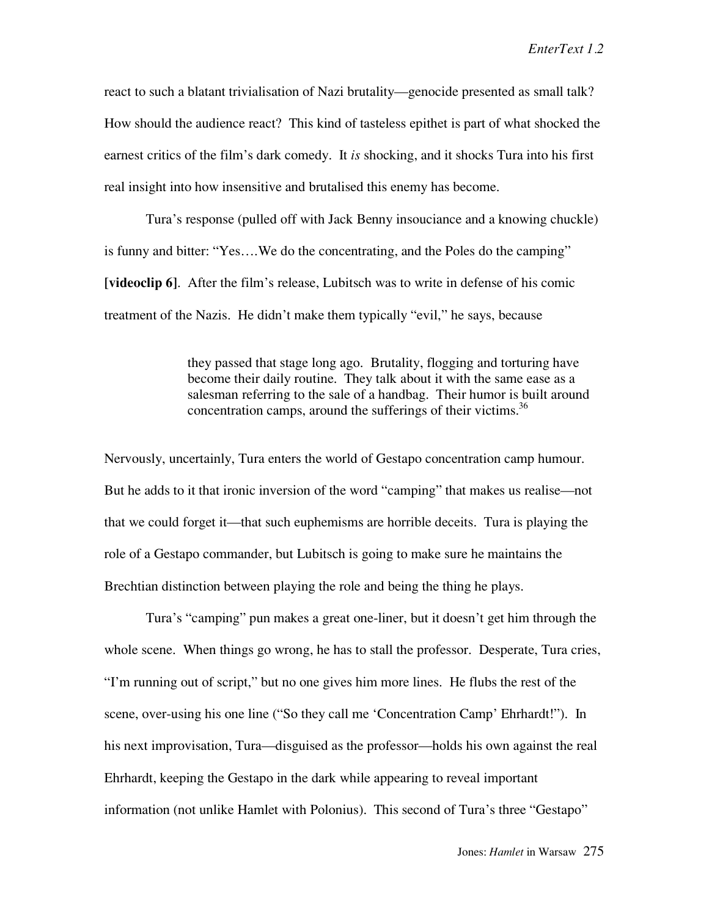react to such a blatant trivialisation of Nazi brutality—genocide presented as small talk? How should the audience react? This kind of tasteless epithet is part of what shocked the earnest critics of the film's dark comedy. It *is* shocking, and it shocks Tura into his first real insight into how insensitive and brutalised this enemy has become.

Tura's response (pulled off with Jack Benny insouciance and a knowing chuckle) is funny and bitter: "Yes….We do the concentrating, and the Poles do the camping" **[videoclip 6]**. After the film's release, Lubitsch was to write in defense of his comic treatment of the Nazis. He didn't make them typically "evil," he says, because

> they passed that stage long ago. Brutality, flogging and torturing have become their daily routine. They talk about it with the same ease as a salesman referring to the sale of a handbag. Their humor is built around concentration camps, around the sufferings of their victims.[36]

Nervously, uncertainly, Tura enters the world of Gestapo concentration camp humour. But he adds to it that ironic inversion of the word "camping" that makes us realise—not that we could forget it—that such euphemisms are horrible deceits. Tura is playing the role of a Gestapo commander, but Lubitsch is going to make sure he maintains the Brechtian distinction between playing the role and being the thing he plays.

Tura's "camping" pun makes a great one-liner, but it doesn't get him through the whole scene. When things go wrong, he has to stall the professor. Desperate, Tura cries, "I'm running out of script," but no one gives him more lines. He flubs the rest of the scene, over-using his one line ("So they call me 'Concentration Camp' Ehrhardt!"). In his next improvisation, Tura—disguised as the professor—holds his own against the real Ehrhardt, keeping the Gestapo in the dark while appearing to reveal important information (not unlike Hamlet with Polonius). This second of Tura's three "Gestapo"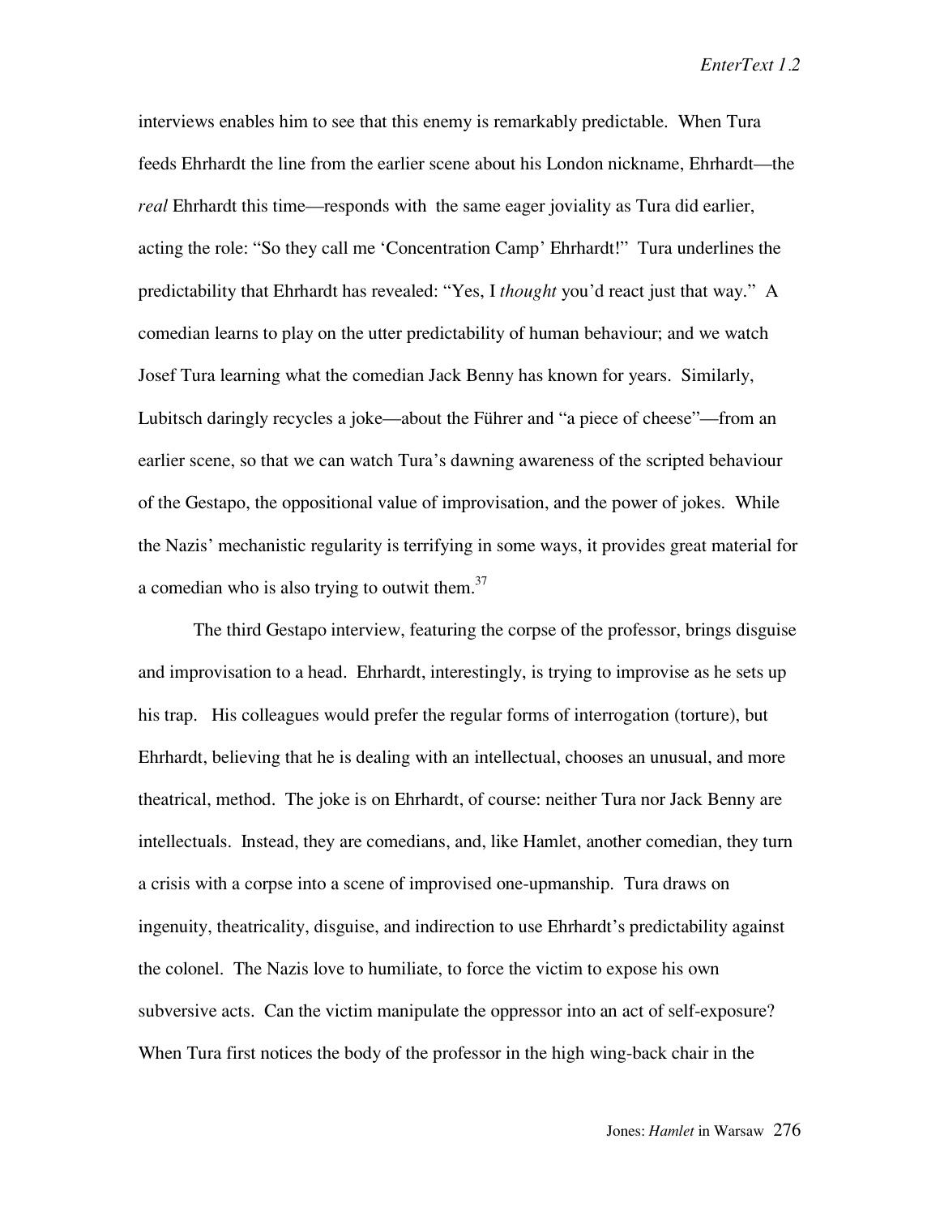interviews enables him to see that this enemy is remarkably predictable. When Tura feeds Ehrhardt the line from the earlier scene about his London nickname, Ehrhardt—the *real* Ehrhardt this time—responds with the same eager joviality as Tura did earlier, acting the role: "So they call me 'Concentration Camp' Ehrhardt!" Tura underlines the predictability that Ehrhardt has revealed: "Yes, I *thought* you'd react just that way." A comedian learns to play on the utter predictability of human behaviour; and we watch Josef Tura learning what the comedian Jack Benny has known for years. Similarly, Lubitsch daringly recycles a joke—about the Führer and "a piece of cheese"—from an earlier scene, so that we can watch Tura's dawning awareness of the scripted behaviour of the Gestapo, the oppositional value of improvisation, and the power of jokes. While the Nazis' mechanistic regularity is terrifying in some ways, it provides great material for a comedian who is also trying to outwit them.[37]

The third Gestapo interview, featuring the corpse of the professor, brings disguise and improvisation to a head. Ehrhardt, interestingly, is trying to improvise as he sets up his trap. His colleagues would prefer the regular forms of interrogation (torture), but Ehrhardt, believing that he is dealing with an intellectual, chooses an unusual, and more theatrical, method. The joke is on Ehrhardt, of course: neither Tura nor Jack Benny are intellectuals. Instead, they are comedians, and, like Hamlet, another comedian, they turn a crisis with a corpse into a scene of improvised one-upmanship. Tura draws on ingenuity, theatricality, disguise, and indirection to use Ehrhardt's predictability against the colonel. The Nazis love to humiliate, to force the victim to expose his own subversive acts. Can the victim manipulate the oppressor into an act of self-exposure? When Tura first notices the body of the professor in the high wing-back chair in the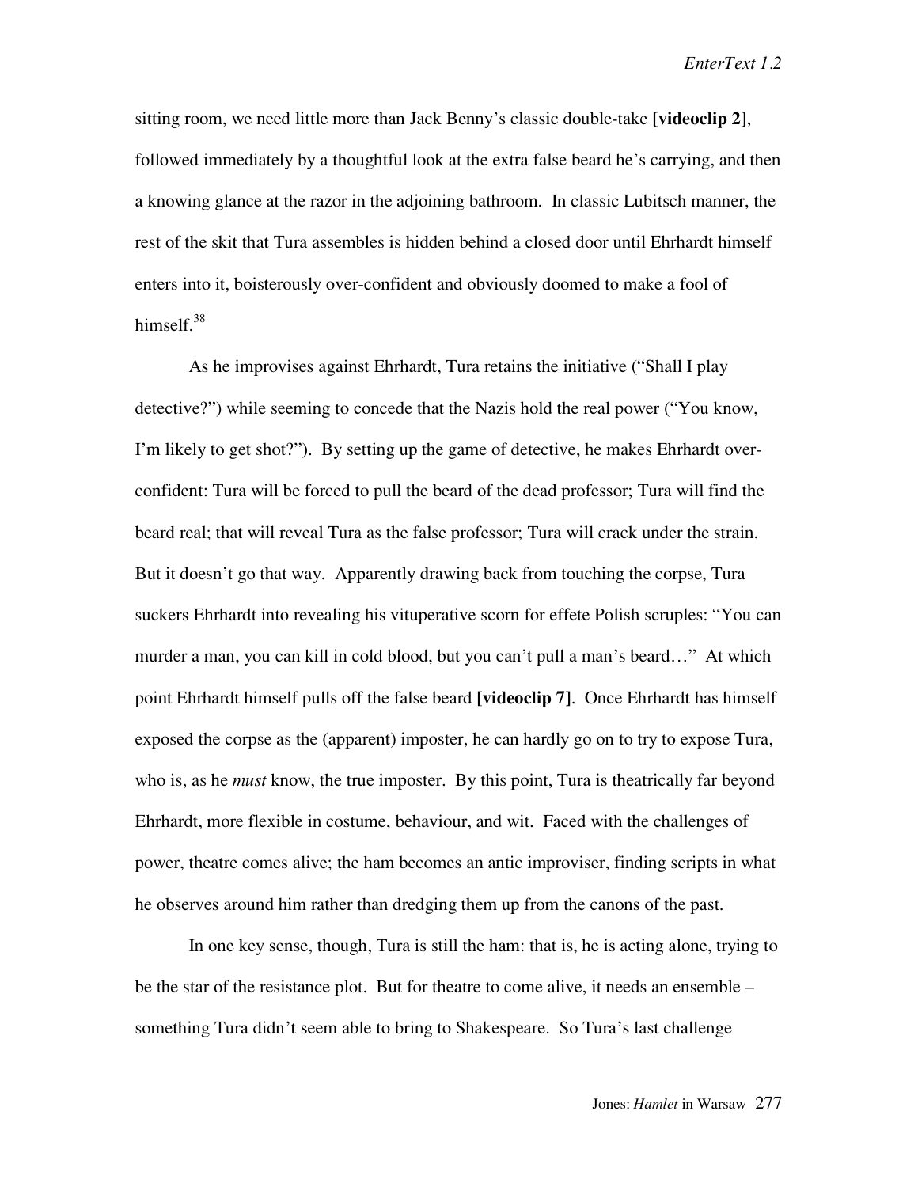sitting room, we need little more than Jack Benny's classic double-take **[videoclip 2]**, followed immediately by a thoughtful look at the extra false beard he's carrying, and then a knowing glance at the razor in the adjoining bathroom. In classic Lubitsch manner, the rest of the skit that Tura assembles is hidden behind a closed door until Ehrhardt himself enters into it, boisterously over-confident and obviously doomed to make a fool of himself.[38]

As he improvises against Ehrhardt, Tura retains the initiative ("Shall I play detective?") while seeming to concede that the Nazis hold the real power ("You know, I'm likely to get shot?"). By setting up the game of detective, he makes Ehrhardt over-confident: Tura will be forced to pull the beard of the dead professor; Tura will find the beard real; that will reveal Tura as the false professor; Tura will crack under the strain. But it doesn't go that way. Apparently drawing back from touching the corpse, Tura suckers Ehrhardt into revealing his vituperative scorn for effete Polish scruples: "You can murder a man, you can kill in cold blood, but you can't pull a man's beard…" At which point Ehrhardt himself pulls off the false beard **[videoclip 7]**. Once Ehrhardt has himself exposed the corpse as the (apparent) imposter, he can hardly go on to try to expose Tura, who is, as he *must* know, the true imposter. By this point, Tura is theatrically far beyond Ehrhardt, more flexible in costume, behaviour, and wit. Faced with the challenges of power, theatre comes alive; the ham becomes an antic improviser, finding scripts in what he observes around him rather than dredging them up from the canons of the past.

In one key sense, though, Tura is still the ham: that is, he is acting alone, trying to be the star of the resistance plot. But for theatre to come alive, it needs an ensemble – something Tura didn't seem able to bring to Shakespeare. So Tura's last challenge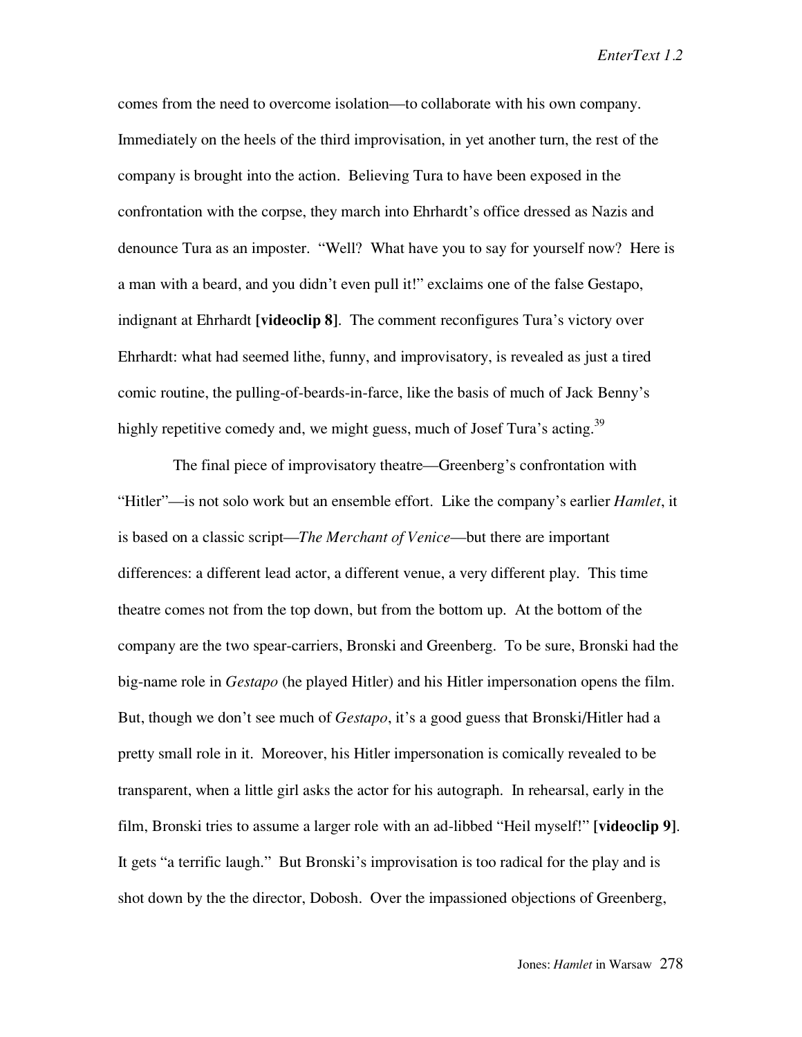comes from the need to overcome isolation—to collaborate with his own company. Immediately on the heels of the third improvisation, in yet another turn, the rest of the company is brought into the action. Believing Tura to have been exposed in the confrontation with the corpse, they march into Ehrhardt's office dressed as Nazis and denounce Tura as an imposter. "Well? What have you to say for yourself now? Here is a man with a beard, and you didn't even pull it!" exclaims one of the false Gestapo, indignant at Ehrhardt **[videoclip 8]**. The comment reconfigures Tura's victory over Ehrhardt: what had seemed lithe, funny, and improvisatory, is revealed as just a tired comic routine, the pulling-of-beards-in-farce, like the basis of much of Jack Benny's highly repetitive comedy and, we might guess, much of Josef Tura's acting.[39]

The final piece of improvisatory theatre—Greenberg's confrontation with "Hitler"—is not solo work but an ensemble effort. Like the company's earlier *Hamlet*, it is based on a classic script—*The Merchant of Venice*—but there are important differences: a different lead actor, a different venue, a very different play. This time theatre comes not from the top down, but from the bottom up. At the bottom of the company are the two spear-carriers, Bronski and Greenberg. To be sure, Bronski had the big-name role in *Gestapo* (he played Hitler) and his Hitler impersonation opens the film. But, though we don't see much of *Gestapo*, it's a good guess that Bronski/Hitler had a pretty small role in it. Moreover, his Hitler impersonation is comically revealed to be transparent, when a little girl asks the actor for his autograph. In rehearsal, early in the film, Bronski tries to assume a larger role with an ad-libbed "Heil myself!" **[videoclip 9]**. It gets "a terrific laugh." But Bronski's improvisation is too radical for the play and is shot down by the the director, Dobosh. Over the impassioned objections of Greenberg,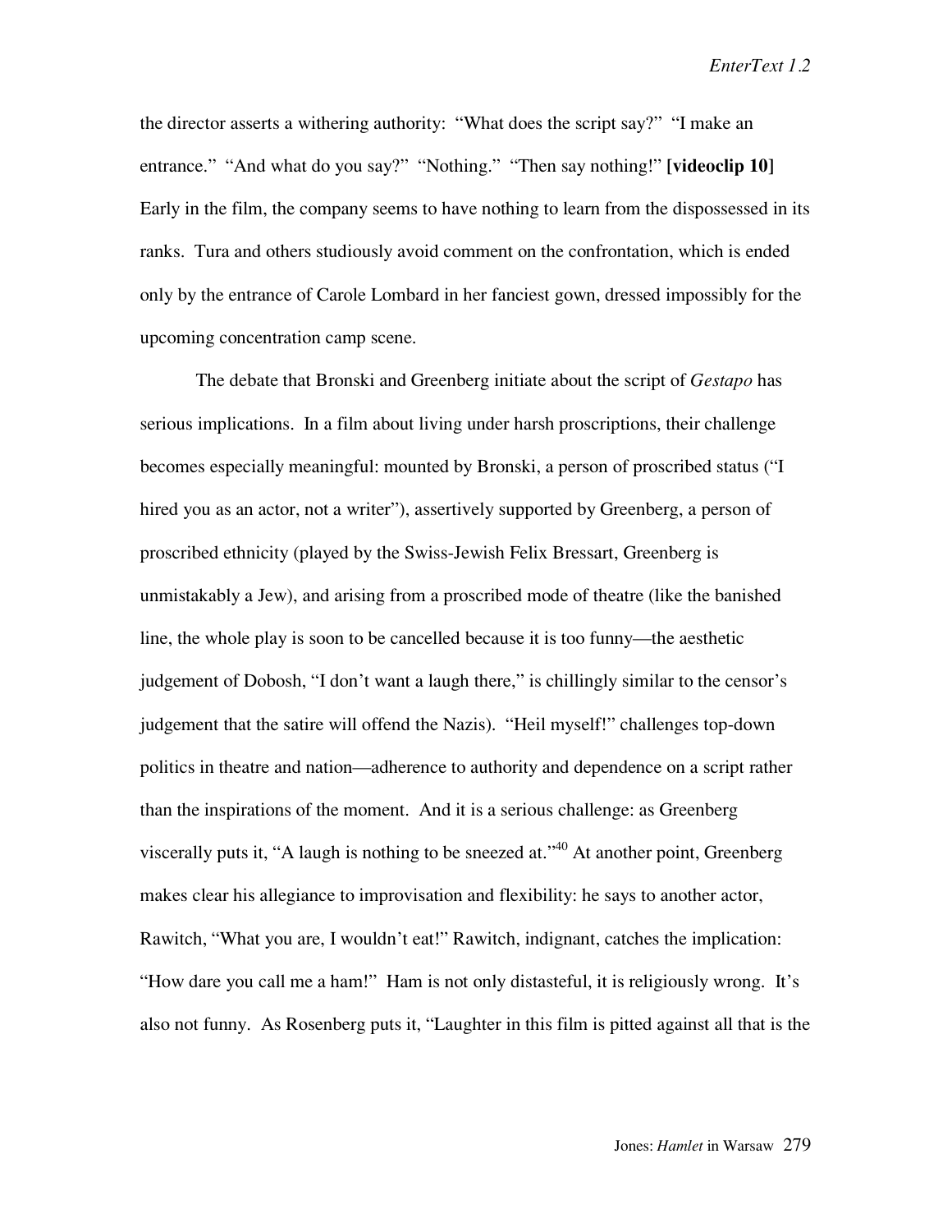the director asserts a withering authority: "What does the script say?" "I make an entrance." "And what do you say?" "Nothing." "Then say nothing!" **[videoclip 10]** Early in the film, the company seems to have nothing to learn from the dispossessed in its ranks. Tura and others studiously avoid comment on the confrontation, which is ended only by the entrance of Carole Lombard in her fanciest gown, dressed impossibly for the upcoming concentration camp scene.

The debate that Bronski and Greenberg initiate about the script of *Gestapo* has serious implications. In a film about living under harsh proscriptions, their challenge becomes especially meaningful: mounted by Bronski, a person of proscribed status ("I hired you as an actor, not a writer"), assertively supported by Greenberg, a person of proscribed ethnicity (played by the Swiss-Jewish Felix Bressart, Greenberg is unmistakably a Jew), and arising from a proscribed mode of theatre (like the banished line, the whole play is soon to be cancelled because it is too funny—the aesthetic judgement of Dobosh, "I don't want a laugh there," is chillingly similar to the censor's judgement that the satire will offend the Nazis). "Heil myself!" challenges top-down politics in theatre and nation—adherence to authority and dependence on a script rather than the inspirations of the moment. And it is a serious challenge: as Greenberg viscerally puts it, "A laugh is nothing to be sneezed at."[40] At another point, Greenberg makes clear his allegiance to improvisation and flexibility: he says to another actor, Rawitch, "What you are, I wouldn't eat!" Rawitch, indignant, catches the implication: "How dare you call me a ham!" Ham is not only distasteful, it is religiously wrong. It's also not funny. As Rosenberg puts it, "Laughter in this film is pitted against all that is the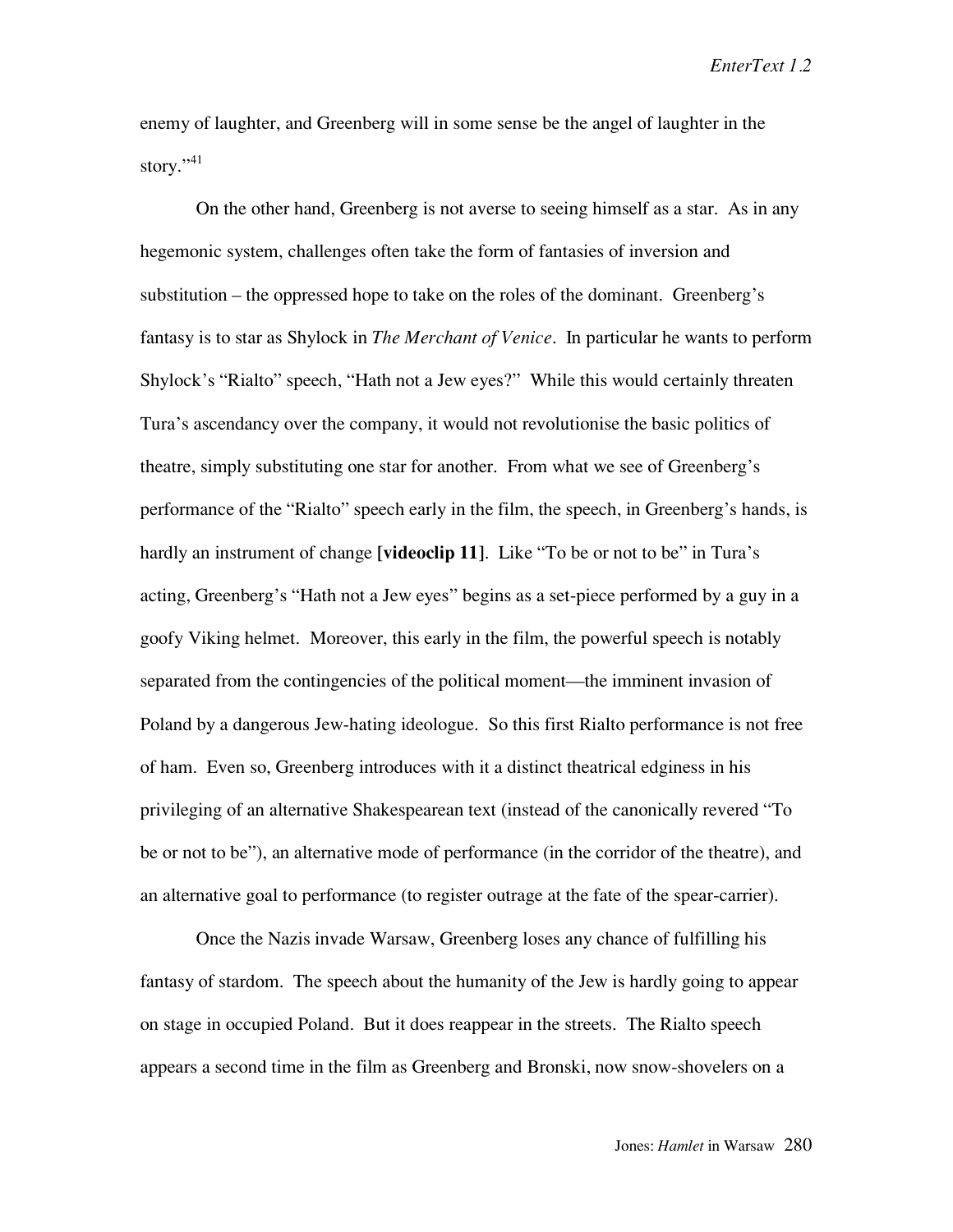enemy of laughter, and Greenberg will in some sense be the angel of laughter in the story."[41]

On the other hand, Greenberg is not averse to seeing himself as a star. As in any hegemonic system, challenges often take the form of fantasies of inversion and substitution – the oppressed hope to take on the roles of the dominant. Greenberg's fantasy is to star as Shylock in *The Merchant of Venice*. In particular he wants to perform Shylock's "Rialto" speech, "Hath not a Jew eyes?" While this would certainly threaten Tura's ascendancy over the company, it would not revolutionise the basic politics of theatre, simply substituting one star for another. From what we see of Greenberg's performance of the "Rialto" speech early in the film, the speech, in Greenberg's hands, is hardly an instrument of change **[videoclip 11]**. Like "To be or not to be" in Tura's acting, Greenberg's "Hath not a Jew eyes" begins as a set-piece performed by a guy in a goofy Viking helmet. Moreover, this early in the film, the powerful speech is notably separated from the contingencies of the political moment—the imminent invasion of Poland by a dangerous Jew-hating ideologue. So this first Rialto performance is not free of ham. Even so, Greenberg introduces with it a distinct theatrical edginess in his privileging of an alternative Shakespearean text (instead of the canonically revered "To be or not to be"), an alternative mode of performance (in the corridor of the theatre), and an alternative goal to performance (to register outrage at the fate of the spear-carrier).

Once the Nazis invade Warsaw, Greenberg loses any chance of fulfilling his fantasy of stardom. The speech about the humanity of the Jew is hardly going to appear on stage in occupied Poland. But it does reappear in the streets. The Rialto speech appears a second time in the film as Greenberg and Bronski, now snow-shovelers on a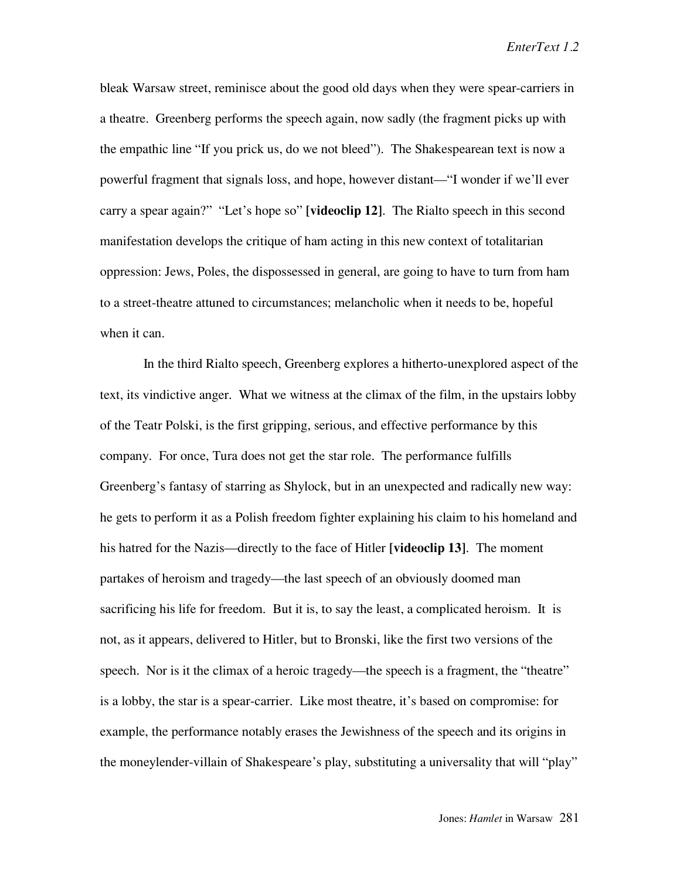bleak Warsaw street, reminisce about the good old days when they were spear-carriers in a theatre. Greenberg performs the speech again, now sadly (the fragment picks up with the empathic line "If you prick us, do we not bleed"). The Shakespearean text is now a powerful fragment that signals loss, and hope, however distant—"I wonder if we'll ever carry a spear again?" "Let's hope so" **[videoclip 12]**. The Rialto speech in this second manifestation develops the critique of ham acting in this new context of totalitarian oppression: Jews, Poles, the dispossessed in general, are going to have to turn from ham to a street-theatre attuned to circumstances; melancholic when it needs to be, hopeful when it can.

In the third Rialto speech, Greenberg explores a hitherto-unexplored aspect of the text, its vindictive anger. What we witness at the climax of the film, in the upstairs lobby of the Teatr Polski, is the first gripping, serious, and effective performance by this company. For once, Tura does not get the star role. The performance fulfills Greenberg's fantasy of starring as Shylock, but in an unexpected and radically new way: he gets to perform it as a Polish freedom fighter explaining his claim to his homeland and his hatred for the Nazis—directly to the face of Hitler **[videoclip 13]**. The moment partakes of heroism and tragedy—the last speech of an obviously doomed man sacrificing his life for freedom. But it is, to say the least, a complicated heroism. It is not, as it appears, delivered to Hitler, but to Bronski, like the first two versions of the speech. Nor is it the climax of a heroic tragedy—the speech is a fragment, the "theatre" is a lobby, the star is a spear-carrier. Like most theatre, it's based on compromise: for example, the performance notably erases the Jewishness of the speech and its origins in the moneylender-villain of Shakespeare's play, substituting a universality that will "play"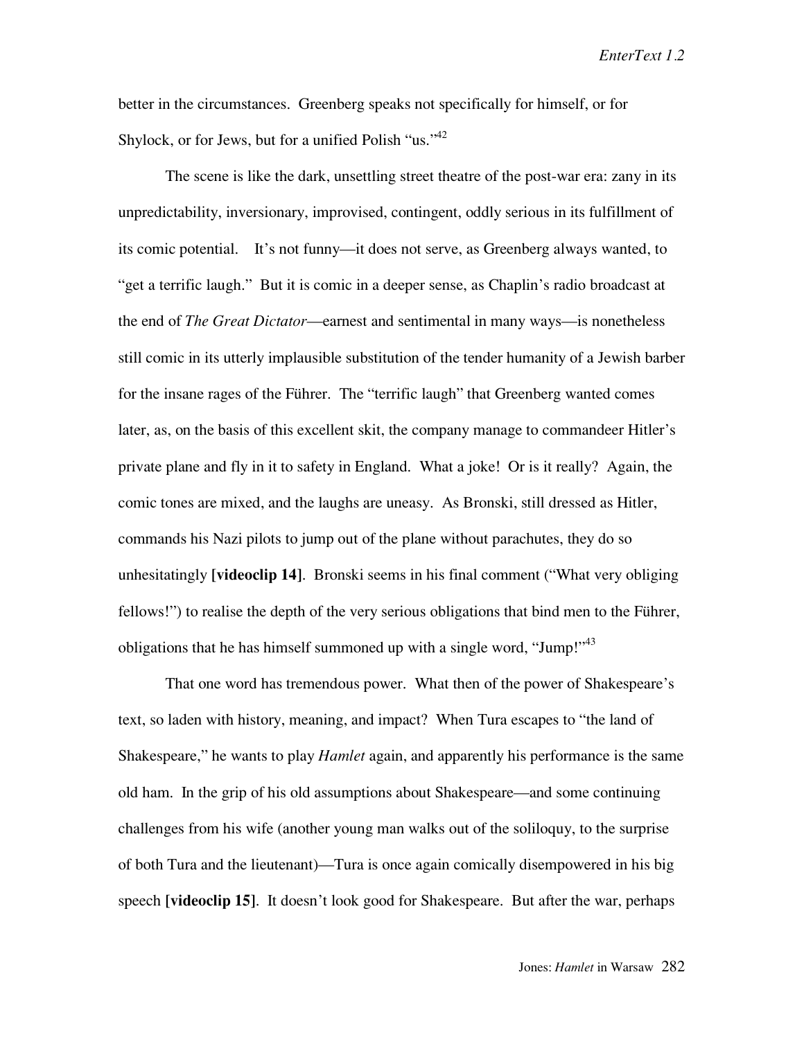better in the circumstances. Greenberg speaks not specifically for himself, or for Shylock, or for Jews, but for a unified Polish "us."[42]

The scene is like the dark, unsettling street theatre of the post-war era: zany in its unpredictability, inversionary, improvised, contingent, oddly serious in its fulfillment of its comic potential. It's not funny—it does not serve, as Greenberg always wanted, to "get a terrific laugh." But it is comic in a deeper sense, as Chaplin's radio broadcast at the end of *The Great Dictator*—earnest and sentimental in many ways—is nonetheless still comic in its utterly implausible substitution of the tender humanity of a Jewish barber for the insane rages of the Führer. The "terrific laugh" that Greenberg wanted comes later, as, on the basis of this excellent skit, the company manage to commandeer Hitler's private plane and fly in it to safety in England. What a joke! Or is it really? Again, the comic tones are mixed, and the laughs are uneasy. As Bronski, still dressed as Hitler, commands his Nazi pilots to jump out of the plane without parachutes, they do so unhesitatingly **[videoclip 14]**. Bronski seems in his final comment ("What very obliging fellows!") to realise the depth of the very serious obligations that bind men to the Führer, obligations that he has himself summoned up with a single word, "Jump!"[43]

That one word has tremendous power. What then of the power of Shakespeare's text, so laden with history, meaning, and impact? When Tura escapes to "the land of Shakespeare," he wants to play *Hamlet* again, and apparently his performance is the same old ham. In the grip of his old assumptions about Shakespeare—and some continuing challenges from his wife (another young man walks out of the soliloquy, to the surprise of both Tura and the lieutenant)—Tura is once again comically disempowered in his big speech **[videoclip 15]**. It doesn't look good for Shakespeare. But after the war, perhaps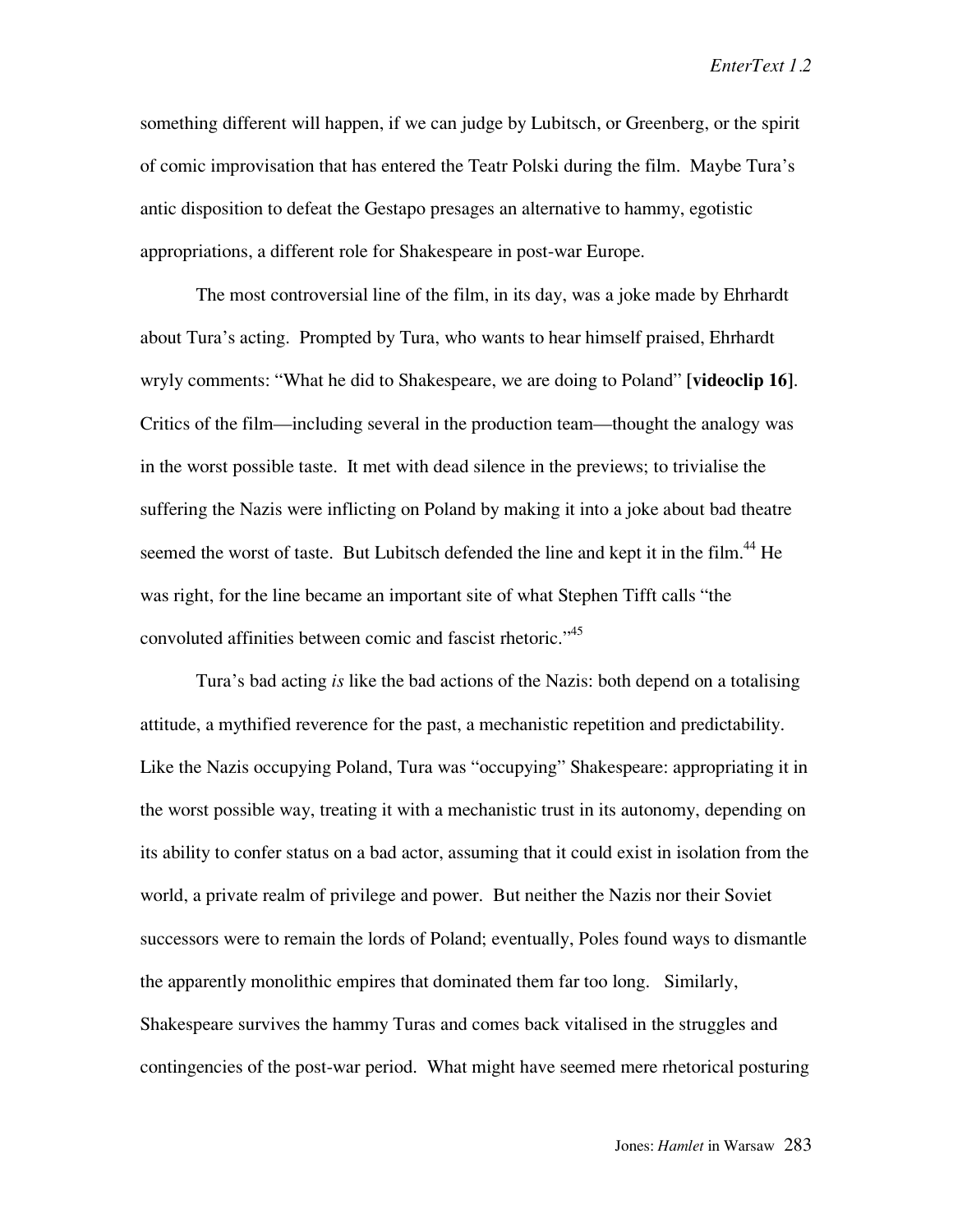something different will happen, if we can judge by Lubitsch, or Greenberg, or the spirit of comic improvisation that has entered the Teatr Polski during the film. Maybe Tura's antic disposition to defeat the Gestapo presages an alternative to hammy, egotistic appropriations, a different role for Shakespeare in post-war Europe.

The most controversial line of the film, in its day, was a joke made by Ehrhardt about Tura's acting. Prompted by Tura, who wants to hear himself praised, Ehrhardt wryly comments: "What he did to Shakespeare, we are doing to Poland" **[videoclip 16]**. Critics of the film—including several in the production team—thought the analogy was in the worst possible taste. It met with dead silence in the previews; to trivialise the suffering the Nazis were inflicting on Poland by making it into a joke about bad theatre seemed the worst of taste. But Lubitsch defended the line and kept it in the film.[44] He was right, for the line became an important site of what Stephen Tifft calls "the convoluted affinities between comic and fascist rhetoric."[45]

Tura's bad acting *is* like the bad actions of the Nazis: both depend on a totalising attitude, a mythified reverence for the past, a mechanistic repetition and predictability. Like the Nazis occupying Poland, Tura was "occupying" Shakespeare: appropriating it in the worst possible way, treating it with a mechanistic trust in its autonomy, depending on its ability to confer status on a bad actor, assuming that it could exist in isolation from the world, a private realm of privilege and power. But neither the Nazis nor their Soviet successors were to remain the lords of Poland; eventually, Poles found ways to dismantle the apparently monolithic empires that dominated them far too long. Similarly, Shakespeare survives the hammy Turas and comes back vitalised in the struggles and contingencies of the post-war period. What might have seemed mere rhetorical posturing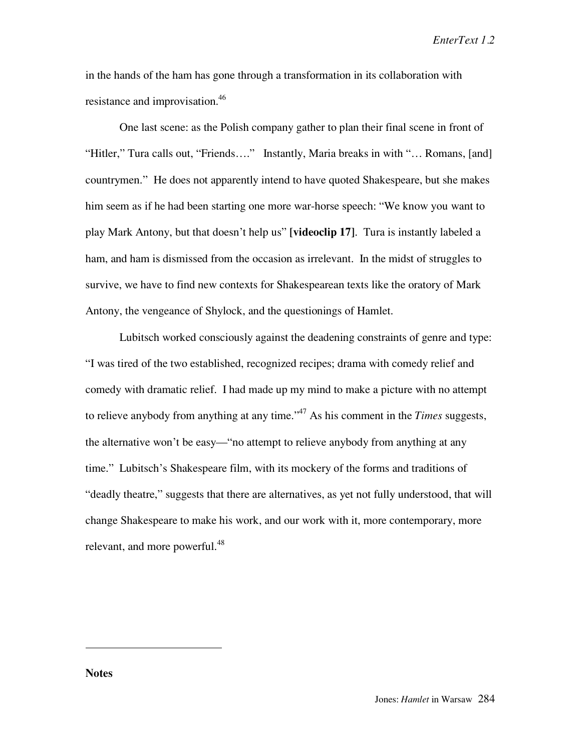in the hands of the ham has gone through a transformation in its collaboration with resistance and improvisation.[46]

One last scene: as the Polish company gather to plan their final scene in front of "Hitler," Tura calls out, "Friends…." Instantly, Maria breaks in with "… Romans, [and] countrymen." He does not apparently intend to have quoted Shakespeare, but she makes him seem as if he had been starting one more war-horse speech: "We know you want to play Mark Antony, but that doesn't help us" **[videoclip 17]**. Tura is instantly labeled a ham, and ham is dismissed from the occasion as irrelevant. In the midst of struggles to survive, we have to find new contexts for Shakespearean texts like the oratory of Mark Antony, the vengeance of Shylock, and the questionings of Hamlet.

Lubitsch worked consciously against the deadening constraints of genre and type: "I was tired of the two established, recognized recipes; drama with comedy relief and comedy with dramatic relief. I had made up my mind to make a picture with no attempt to relieve anybody from anything at any time."[47] As his comment in the *Times* suggests, the alternative won't be easy—"no attempt to relieve anybody from anything at any time." Lubitsch's Shakespeare film, with its mockery of the forms and traditions of "deadly theatre," suggests that there are alternatives, as yet not fully understood, that will change Shakespeare to make his work, and our work with it, more contemporary, more relevant, and more powerful.[48]

---

**Notes**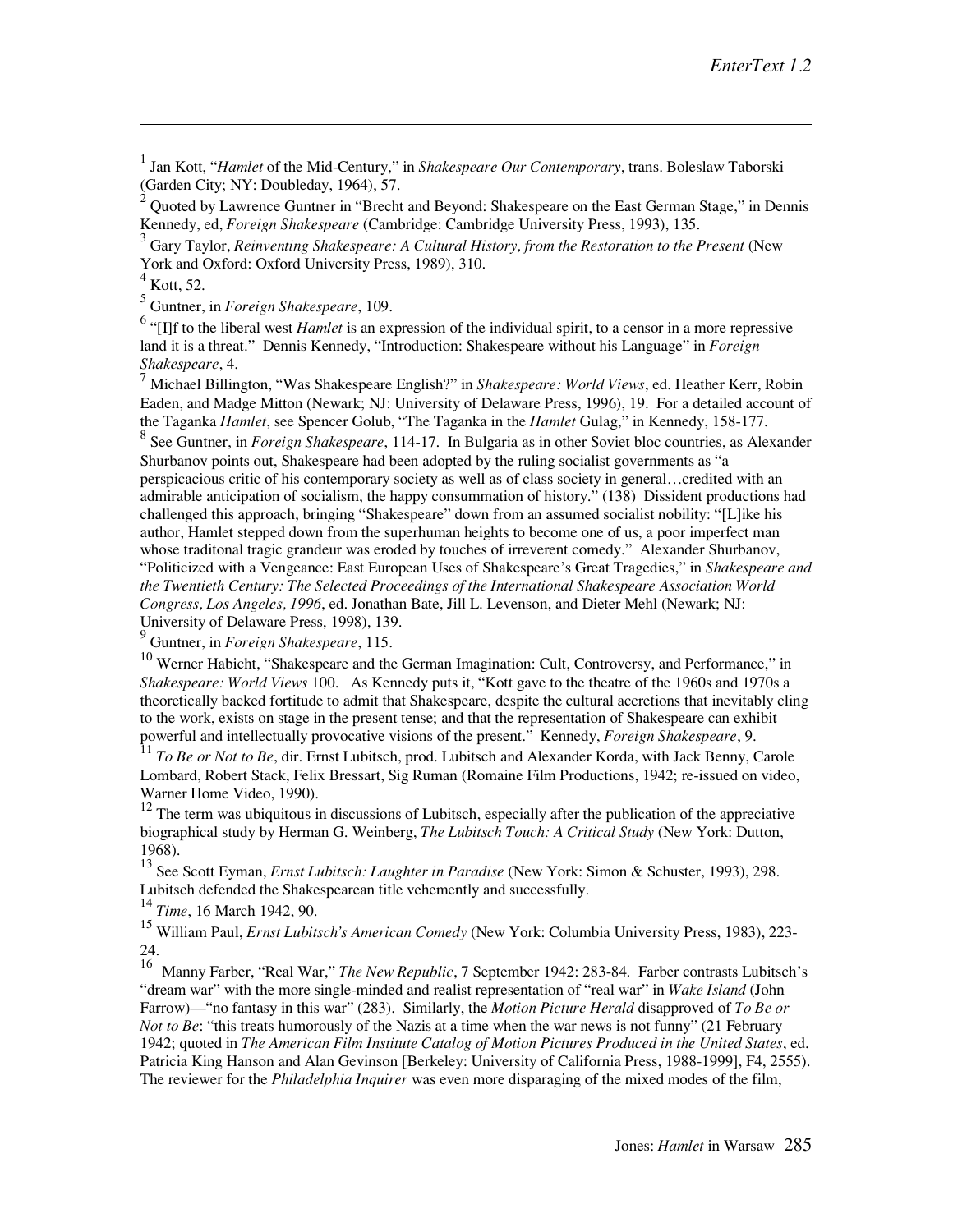[1] Jan Kott, "*Hamlet* of the Mid-Century," in *Shakespeare Our Contemporary*, trans. Boleslaw Taborski (Garden City; NY: Doubleday, 1964), 57.

[2] Quoted by Lawrence Guntner in "Brecht and Beyond: Shakespeare on the East German Stage," in Dennis Kennedy, ed, *Foreign Shakespeare* (Cambridge: Cambridge University Press, 1993), 135.

[3] Gary Taylor, *Reinventing Shakespeare: A Cultural History, from the Restoration to the Present* (New York and Oxford: Oxford University Press, 1989), 310.

[4] Kott, 52.

[5] Guntner, in *Foreign Shakespeare*, 109.

[6] "[I]f to the liberal west *Hamlet* is an expression of the individual spirit, to a censor in a more repressive land it is a threat." Dennis Kennedy, "Introduction: Shakespeare without his Language" in *Foreign Shakespeare*, 4.

[7] Michael Billington, "Was Shakespeare English?" in *Shakespeare: World Views*, ed. Heather Kerr, Robin Eaden, and Madge Mitton (Newark; NJ: University of Delaware Press, 1996), 19. For a detailed account of the Taganka *Hamlet*, see Spencer Golub, "The Taganka in the *Hamlet* Gulag," in Kennedy, 158-177.

[8] See Guntner, in *Foreign Shakespeare*, 114-17. In Bulgaria as in other Soviet bloc countries, as Alexander Shurbanov points out, Shakespeare had been adopted by the ruling socialist governments as "a perspicacious critic of his contemporary society as well as of class society in general…credited with an admirable anticipation of socialism, the happy consummation of history." (138) Dissident productions had challenged this approach, bringing "Shakespeare" down from an assumed socialist nobility: "[L]ike his author, Hamlet stepped down from the superhuman heights to become one of us, a poor imperfect man whose traditonal tragic grandeur was eroded by touches of irreverent comedy." Alexander Shurbanov, "Politicized with a Vengeance: East European Uses of Shakespeare's Great Tragedies," in *Shakespeare and the Twentieth Century: The Selected Proceedings of the International Shakespeare Association World Congress, Los Angeles, 1996*, ed. Jonathan Bate, Jill L. Levenson, and Dieter Mehl (Newark; NJ: University of Delaware Press, 1998), 139.

[9] Guntner, in *Foreign Shakespeare*, 115.

[10] Werner Habicht, "Shakespeare and the German Imagination: Cult, Controversy, and Performance," in *Shakespeare: World Views* 100. As Kennedy puts it, "Kott gave to the theatre of the 1960s and 1970s a theoretically backed fortitude to admit that Shakespeare, despite the cultural accretions that inevitably cling to the work, exists on stage in the present tense; and that the representation of Shakespeare can exhibit powerful and intellectually provocative visions of the present." Kennedy, *Foreign Shakespeare*, 9.

[11] *To Be or Not to Be*, dir. Ernst Lubitsch, prod. Lubitsch and Alexander Korda, with Jack Benny, Carole Lombard, Robert Stack, Felix Bressart, Sig Ruman (Romaine Film Productions, 1942; re-issued on video, Warner Home Video, 1990).

[12] The term was ubiquitous in discussions of Lubitsch, especially after the publication of the appreciative biographical study by Herman G. Weinberg, *The Lubitsch Touch: A Critical Study* (New York: Dutton, 1968).

[13] See Scott Eyman, *Ernst Lubitsch: Laughter in Paradise* (New York: Simon & Schuster, 1993), 298. Lubitsch defended the Shakespearean title vehemently and successfully.

[14] *Time*, 16 March 1942, 90.

[15] William Paul, *Ernst Lubitsch's American Comedy* (New York: Columbia University Press, 1983), 223-24.

[16] Manny Farber, "Real War," *The New Republic*, 7 September 1942: 283-84. Farber contrasts Lubitsch's "dream war" with the more single-minded and realist representation of "real war" in *Wake Island* (John Farrow)—"no fantasy in this war" (283). Similarly, the *Motion Picture Herald* disapproved of *To Be or Not to Be*: "this treats humorously of the Nazis at a time when the war news is not funny" (21 February 1942; quoted in *The American Film Institute Catalog of Motion Pictures Produced in the United States*, ed. Patricia King Hanson and Alan Gevinson [Berkeley: University of California Press, 1988-1999], F4, 2555). The reviewer for the *Philadelphia Inquirer* was even more disparaging of the mixed modes of the film,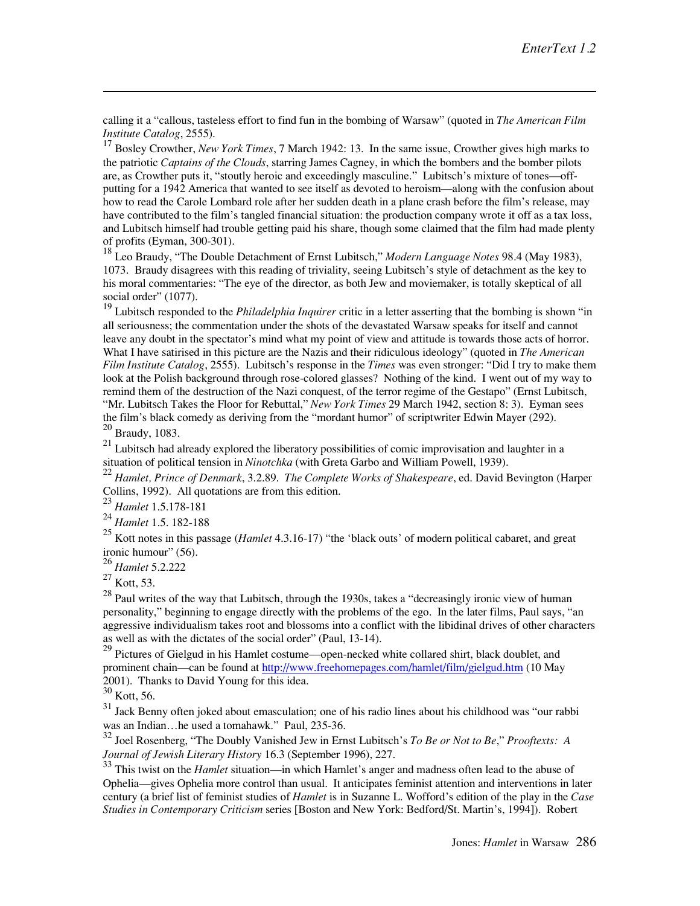calling it a "callous, tasteless effort to find fun in the bombing of Warsaw" (quoted in *The American Film Institute Catalog*, 2555).

[17] Bosley Crowther, *New York Times*, 7 March 1942: 13. In the same issue, Crowther gives high marks to the patriotic *Captains of the Clouds*, starring James Cagney, in which the bombers and the bomber pilots are, as Crowther puts it, "stoutly heroic and exceedingly masculine." Lubitsch's mixture of tones—off-putting for a 1942 America that wanted to see itself as devoted to heroism—along with the confusion about how to read the Carole Lombard role after her sudden death in a plane crash before the film's release, may have contributed to the film's tangled financial situation: the production company wrote it off as a tax loss, and Lubitsch himself had trouble getting paid his share, though some claimed that the film had made plenty of profits (Eyman, 300-301).

[18] Leo Braudy, "The Double Detachment of Ernst Lubitsch," *Modern Language Notes* 98.4 (May 1983), 1073. Braudy disagrees with this reading of triviality, seeing Lubitsch's style of detachment as the key to his moral commentaries: "The eye of the director, as both Jew and moviemaker, is totally skeptical of all social order" (1077).

[19] Lubitsch responded to the *Philadelphia Inquirer* critic in a letter asserting that the bombing is shown "in all seriousness; the commentation under the shots of the devastated Warsaw speaks for itself and cannot leave any doubt in the spectator's mind what my point of view and attitude is towards those acts of horror. What I have satirised in this picture are the Nazis and their ridiculous ideology" (quoted in *The American Film Institute Catalog*, 2555). Lubitsch's response in the *Times* was even stronger: "Did I try to make them look at the Polish background through rose-colored glasses? Nothing of the kind. I went out of my way to remind them of the destruction of the Nazi conquest, of the terror regime of the Gestapo" (Ernst Lubitsch, "Mr. Lubitsch Takes the Floor for Rebuttal," *New York Times* 29 March 1942, section 8: 3). Eyman sees the film's black comedy as deriving from the "mordant humor" of scriptwriter Edwin Mayer (292).

[20] Braudy, 1083.

[21] Lubitsch had already explored the liberatory possibilities of comic improvisation and laughter in a situation of political tension in *Ninotchka* (with Greta Garbo and William Powell, 1939).

[22] *Hamlet, Prince of Denmark*, 3.2.89. *The Complete Works of Shakespeare*, ed. David Bevington (Harper Collins, 1992). All quotations are from this edition.

[23] *Hamlet* 1.5.178-181

[24] *Hamlet* 1.5. 182-188

[25] Kott notes in this passage (*Hamlet* 4.3.16-17) "the 'black outs' of modern political cabaret, and great ironic humour" (56).

[26] *Hamlet* 5.2.222

[27] Kott, 53.

[28] Paul writes of the way that Lubitsch, through the 1930s, takes a "decreasingly ironic view of human personality," beginning to engage directly with the problems of the ego. In the later films, Paul says, "an aggressive individualism takes root and blossoms into a conflict with the libidinal drives of other characters as well as with the dictates of the social order" (Paul, 13-14).

[29] Pictures of Gielgud in his Hamlet costume—open-necked white collared shirt, black doublet, and prominent chain—can be found at http://www.freehomepages.com/hamlet/film/gielgud.htm (10 May 2001). Thanks to David Young for this idea.

[30] Kott, 56.

[31] Jack Benny often joked about emasculation; one of his radio lines about his childhood was "our rabbi was an Indian…he used a tomahawk." Paul, 235-36.

[32] Joel Rosenberg, "The Doubly Vanished Jew in Ernst Lubitsch's *To Be or Not to Be*," *Prooftexts: A Journal of Jewish Literary History* 16.3 (September 1996), 227.

[33] This twist on the *Hamlet* situation—in which Hamlet's anger and madness often lead to the abuse of Ophelia—gives Ophelia more control than usual. It anticipates feminist attention and interventions in later century (a brief list of feminist studies of *Hamlet* is in Suzanne L. Wofford's edition of the play in the *Case Studies in Contemporary Criticism* series [Boston and New York: Bedford/St. Martin's, 1994]). Robert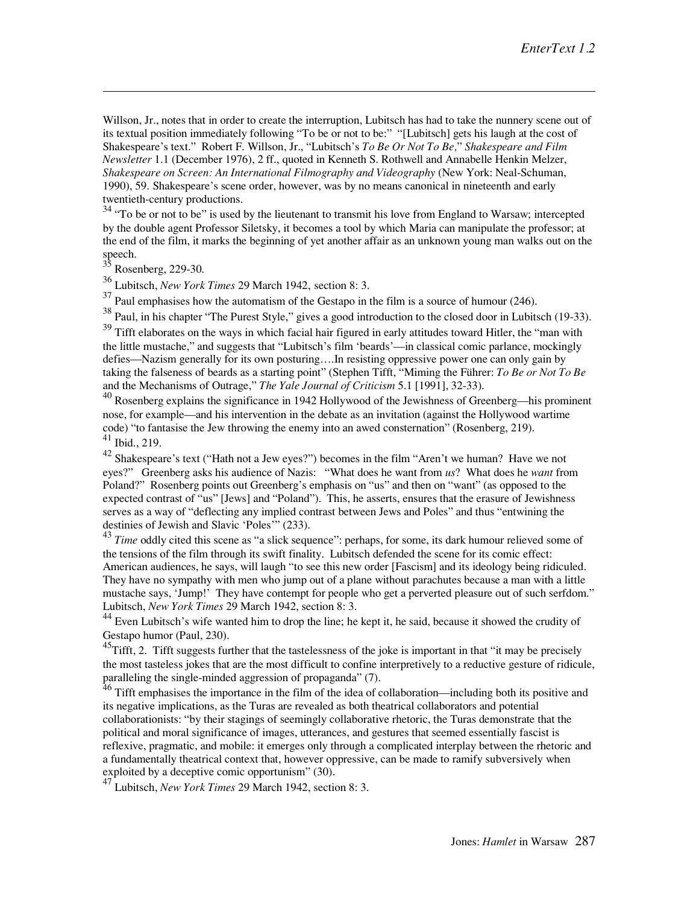Willson, Jr., notes that in order to create the interruption, Lubitsch has had to take the nunnery scene out of its textual position immediately following "To be or not to be:" "[Lubitsch] gets his laugh at the cost of Shakespeare's text." Robert F. Willson, Jr., "Lubitsch's *To Be Or Not To Be*," *Shakespeare and Film Newsletter* 1.1 (December 1976), 2 ff., quoted in Kenneth S. Rothwell and Annabelle Henkin Melzer, *Shakespeare on Screen: An International Filmography and Videography* (New York: Neal-Schuman, 1990), 59. Shakespeare's scene order, however, was by no means canonical in nineteenth and early twentieth-century productions.

[34] "To be or not to be" is used by the lieutenant to transmit his love from England to Warsaw; intercepted by the double agent Professor Siletsky, it becomes a tool by which Maria can manipulate the professor; at the end of the film, it marks the beginning of yet another affair as an unknown young man walks out on the speech.

[35] Rosenberg, 229-30.

[36] Lubitsch, *New York Times* 29 March 1942, section 8: 3.

[37] Paul emphasises how the automatism of the Gestapo in the film is a source of humour (246).

[38] Paul, in his chapter "The Purest Style," gives a good introduction to the closed door in Lubitsch (19-33).

[39] Tifft elaborates on the ways in which facial hair figured in early attitudes toward Hitler, the "man with the little mustache," and suggests that "Lubitsch's film 'beards'—in classical comic parlance, mockingly defies—Nazism generally for its own posturing….In resisting oppressive power one can only gain by taking the falseness of beards as a starting point" (Stephen Tifft, "Miming the Führer: *To Be or Not To Be* and the Mechanisms of Outrage," *The Yale Journal of Criticism* 5.1 [1991], 32-33).

[40] Rosenberg explains the significance in 1942 Hollywood of the Jewishness of Greenberg—his prominent nose, for example—and his intervention in the debate as an invitation (against the Hollywood wartime code) "to fantasise the Jew throwing the enemy into an awed consternation" (Rosenberg, 219).

[41] Ibid., 219.

[42] Shakespeare's text ("Hath not a Jew eyes?") becomes in the film "Aren't we human? Have we not eyes?" Greenberg asks his audience of Nazis: "What does he want from *us*? What does he *want* from Poland?" Rosenberg points out Greenberg's emphasis on "us" and then on "want" (as opposed to the expected contrast of "us" [Jews] and "Poland"). This, he asserts, ensures that the erasure of Jewishness serves as a way of "deflecting any implied contrast between Jews and Poles" and thus "entwining the destinies of Jewish and Slavic 'Poles'" (233).

[43] *Time* oddly cited this scene as "a slick sequence": perhaps, for some, its dark humour relieved some of the tensions of the film through its swift finality. Lubitsch defended the scene for its comic effect: American audiences, he says, will laugh "to see this new order [Fascism] and its ideology being ridiculed. They have no sympathy with men who jump out of a plane without parachutes because a man with a little mustache says, 'Jump!' They have contempt for people who get a perverted pleasure out of such serfdom." Lubitsch, *New York Times* 29 March 1942, section 8: 3.

[44] Even Lubitsch's wife wanted him to drop the line; he kept it, he said, because it showed the crudity of Gestapo humor (Paul, 230).

[45] Tifft, 2. Tifft suggests further that the tastelessness of the joke is important in that "it may be precisely the most tasteless jokes that are the most difficult to confine interpretively to a reductive gesture of ridicule, paralleling the single-minded aggression of propaganda" (7).

[46] Tifft emphasises the importance in the film of the idea of collaboration—including both its positive and its negative implications, as the Turas are revealed as both theatrical collaborators and potential collaborationists: "by their stagings of seemingly collaborative rhetoric, the Turas demonstrate that the political and moral significance of images, utterances, and gestures that seemed essentially fascist is reflexive, pragmatic, and mobile: it emerges only through a complicated interplay between the rhetoric and a fundamentally theatrical context that, however oppressive, can be made to ramify subversively when exploited by a deceptive comic opportunism" (30).

[47] Lubitsch, *New York Times* 29 March 1942, section 8: 3.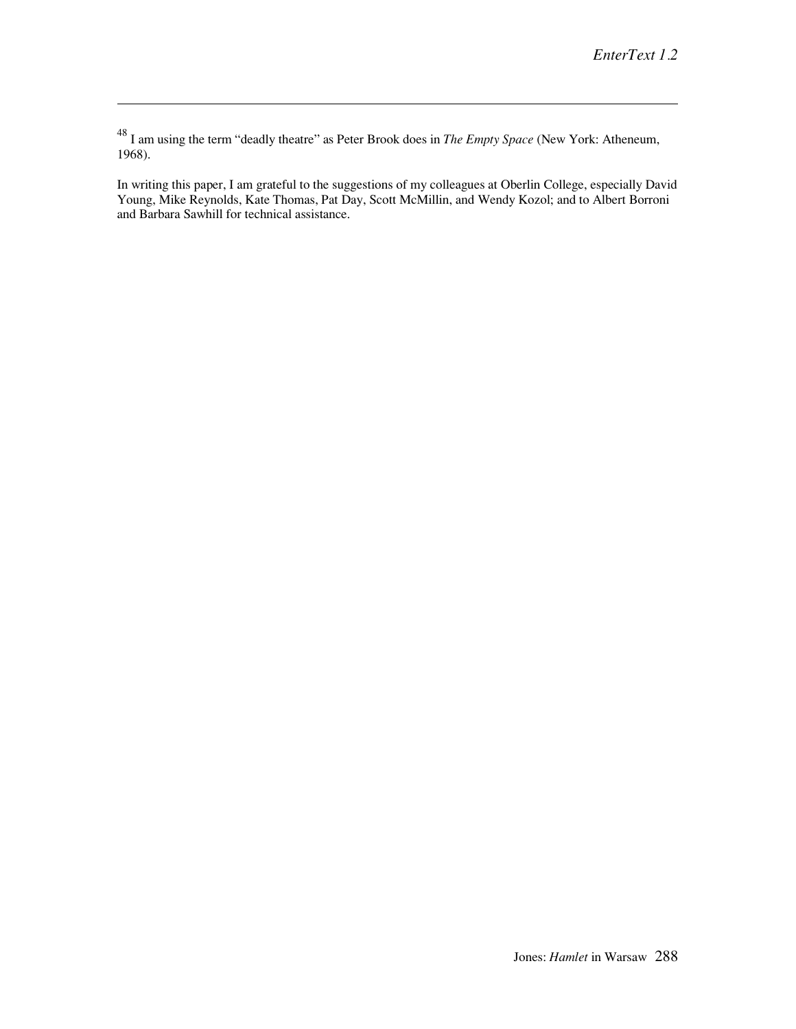[48] I am using the term "deadly theatre" as Peter Brook does in *The Empty Space* (New York: Atheneum, 1968).

In writing this paper, I am grateful to the suggestions of my colleagues at Oberlin College, especially David Young, Mike Reynolds, Kate Thomas, Pat Day, Scott McMillin, and Wendy Kozol; and to Albert Borroni and Barbara Sawhill for technical assistance.